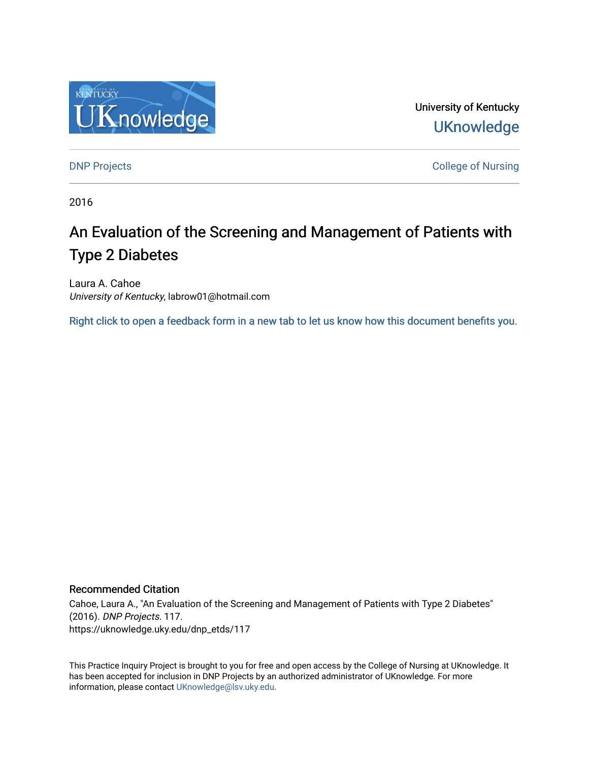University of Kentucky

UKnowledge

DNP Projects

College of Nursing

2016

# An Evaluation of the Screening and Management of Patients with Type 2 Diabetes

Laura A. Cahoe
*University of Kentucky*, labrow01@hotmail.com

Right click to open a feedback form in a new tab to let us know how this document benefits you.

## Recommended Citation

Cahoe, Laura A., "An Evaluation of the Screening and Management of Patients with Type 2 Diabetes" (2016). *DNP Projects*. 117.
https://uknowledge.uky.edu/dnp_etds/117

This Practice Inquiry Project is brought to you for free and open access by the College of Nursing at UKnowledge. It has been accepted for inclusion in DNP Projects by an authorized administrator of UKnowledge. For more information, please contact UKnowledge@lsv.uky.edu.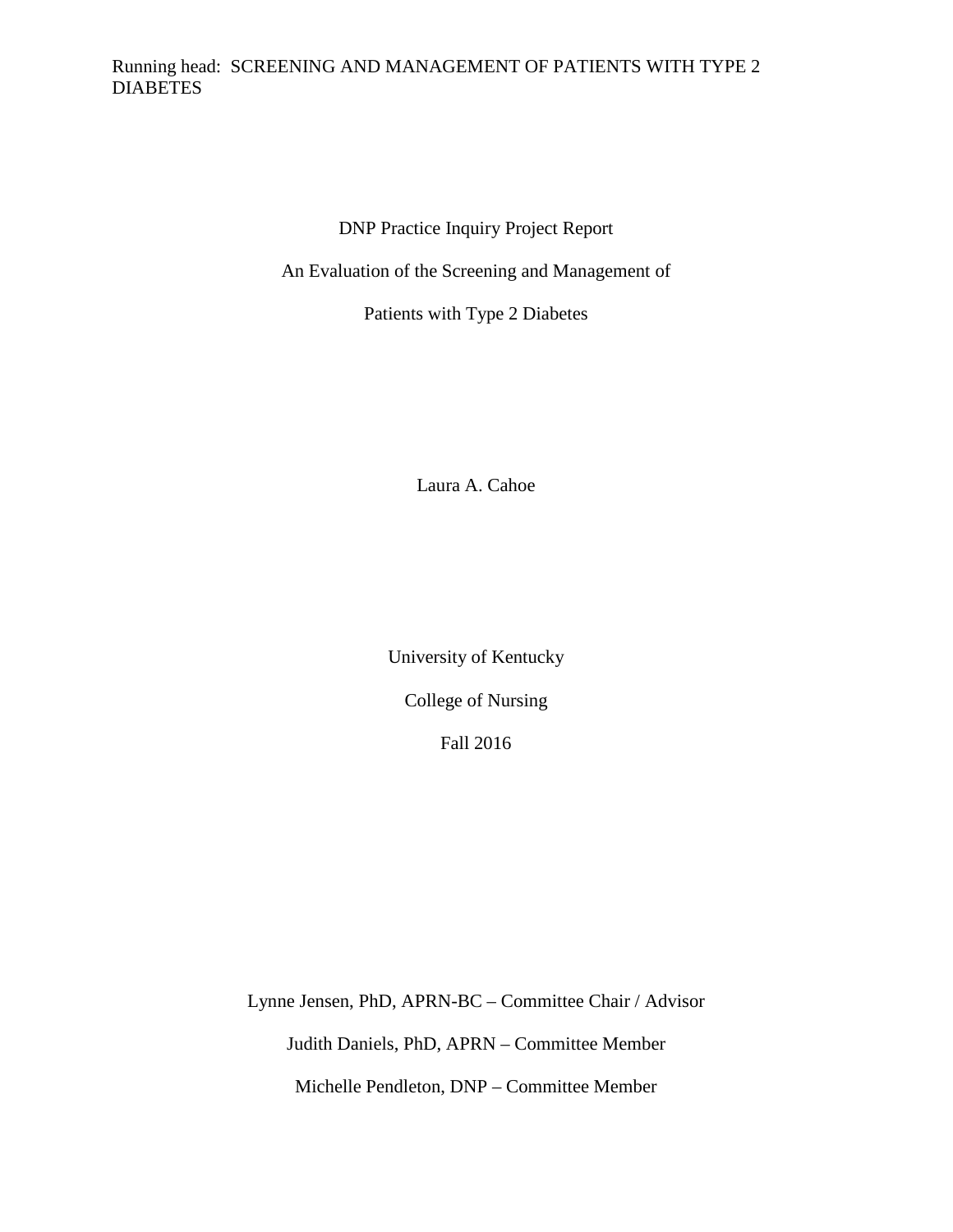DNP Practice Inquiry Project Report

An Evaluation of the Screening and Management of

Patients with Type 2 Diabetes

Laura A. Cahoe

University of Kentucky

College of Nursing

Fall 2016

Lynne Jensen, PhD, APRN-BC – Committee Chair / Advisor

Judith Daniels, PhD, APRN – Committee Member

Michelle Pendleton, DNP – Committee Member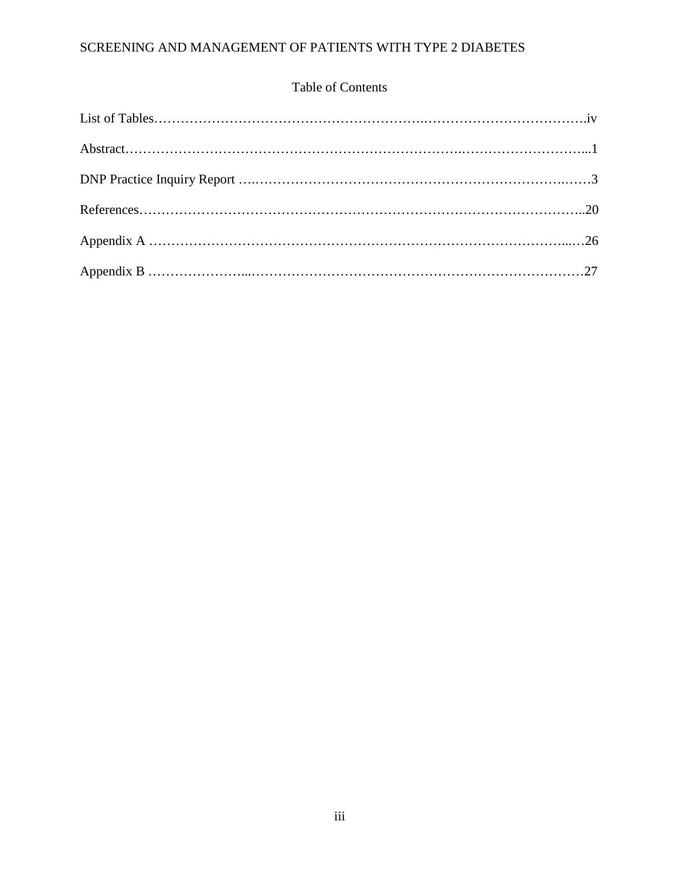# Table of Contents

List of Tables……………………………………………………..……………………………….iv

Abstract……………………………………………………………..………………………...1

DNP Practice Inquiry Report ….………………………………………………………….……3

References……………………………………………………………………………………..20

Appendix A …………………………………………………………………………………...…26

Appendix B …………………...…………………………………………………………………27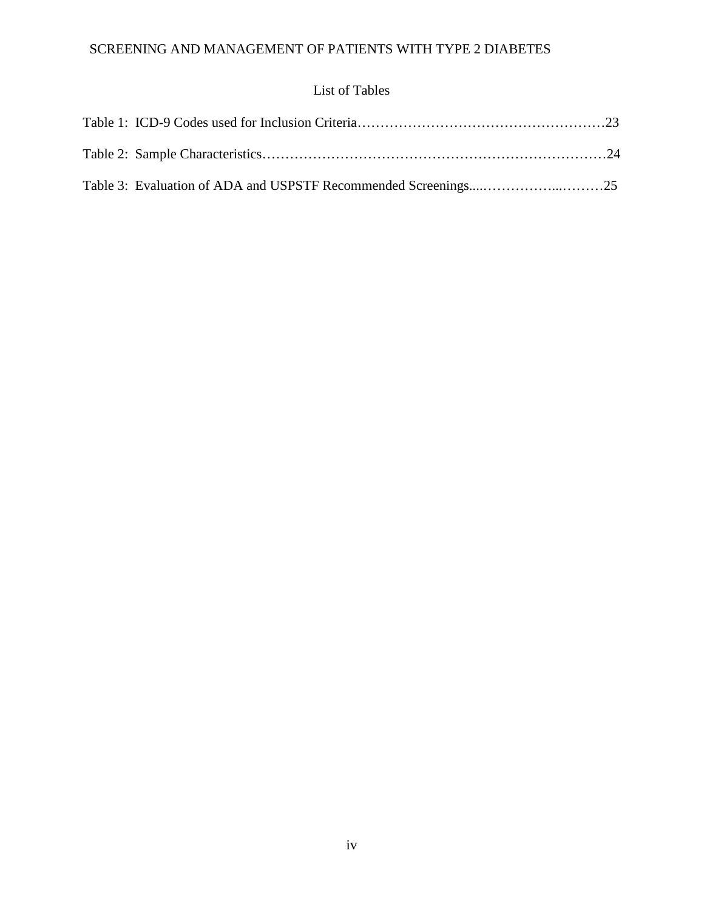# List of Tables

Table 1: ICD-9 Codes used for Inclusion Criteria……………………………………………23

Table 2: Sample Characteristics…………………………………………………………………24

Table 3: Evaluation of ADA and USPSTF Recommended Screenings....……………...………25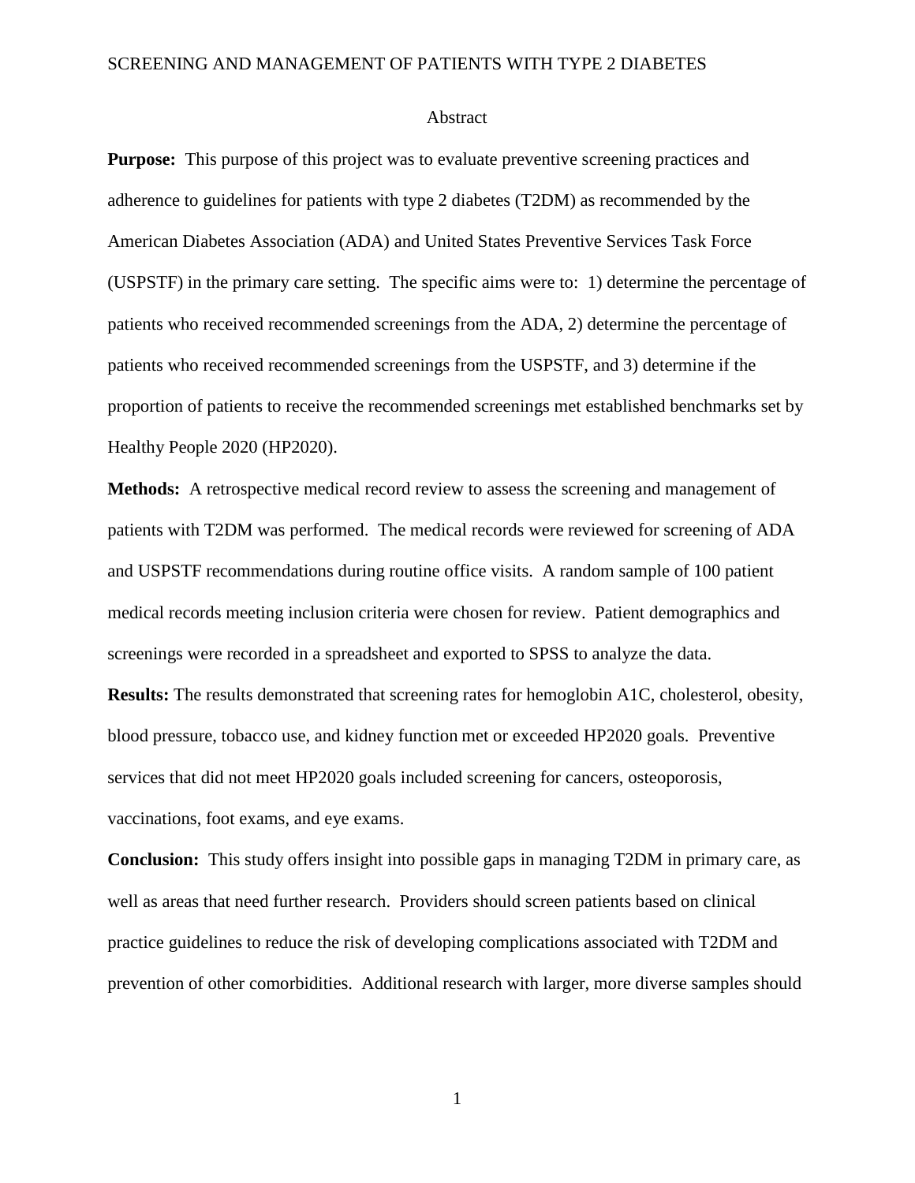## Abstract

**Purpose:** This purpose of this project was to evaluate preventive screening practices and adherence to guidelines for patients with type 2 diabetes (T2DM) as recommended by the American Diabetes Association (ADA) and United States Preventive Services Task Force (USPSTF) in the primary care setting. The specific aims were to: 1) determine the percentage of patients who received recommended screenings from the ADA, 2) determine the percentage of patients who received recommended screenings from the USPSTF, and 3) determine if the proportion of patients to receive the recommended screenings met established benchmarks set by Healthy People 2020 (HP2020).

**Methods:** A retrospective medical record review to assess the screening and management of patients with T2DM was performed. The medical records were reviewed for screening of ADA and USPSTF recommendations during routine office visits. A random sample of 100 patient medical records meeting inclusion criteria were chosen for review. Patient demographics and screenings were recorded in a spreadsheet and exported to SPSS to analyze the data.

**Results:** The results demonstrated that screening rates for hemoglobin A1C, cholesterol, obesity, blood pressure, tobacco use, and kidney function met or exceeded HP2020 goals. Preventive services that did not meet HP2020 goals included screening for cancers, osteoporosis, vaccinations, foot exams, and eye exams.

**Conclusion:** This study offers insight into possible gaps in managing T2DM in primary care, as well as areas that need further research. Providers should screen patients based on clinical practice guidelines to reduce the risk of developing complications associated with T2DM and prevention of other comorbidities. Additional research with larger, more diverse samples should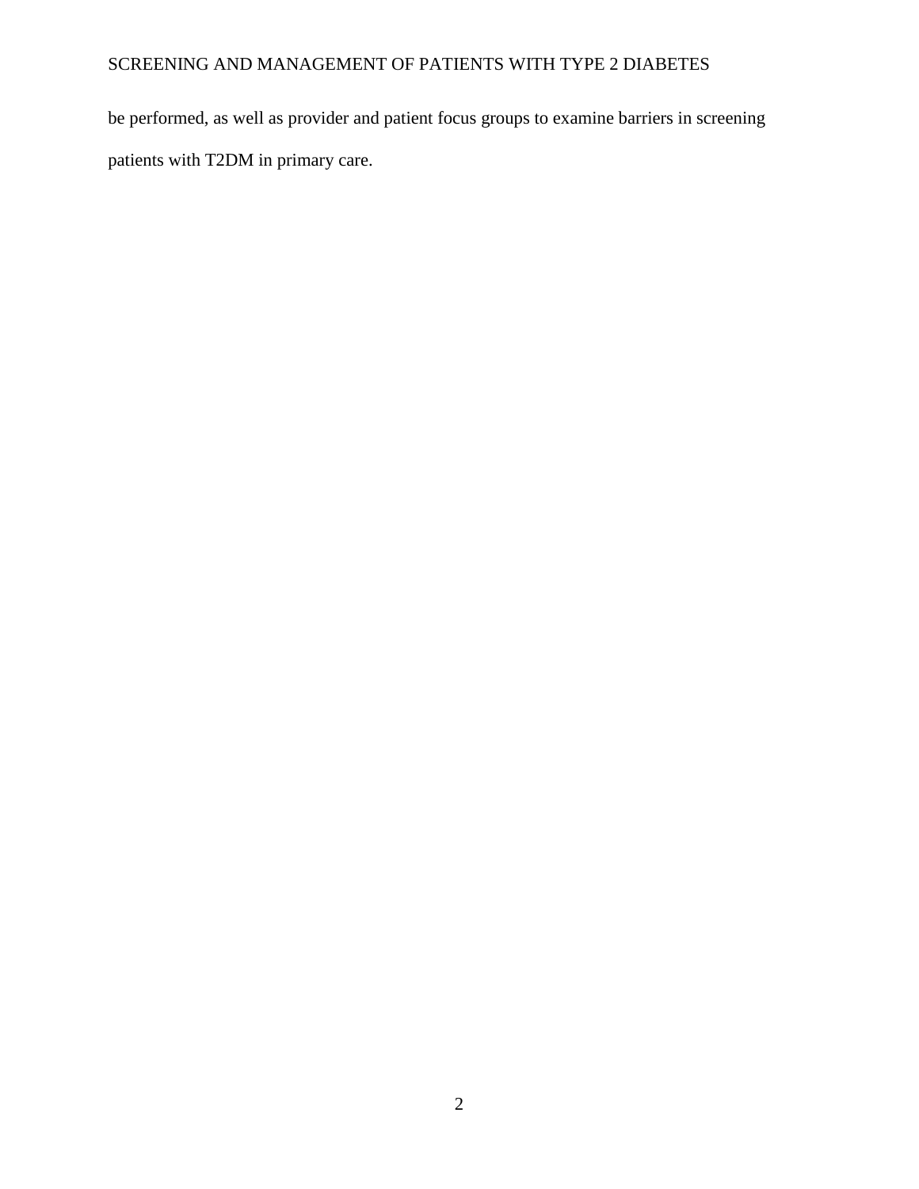be performed, as well as provider and patient focus groups to examine barriers in screening patients with T2DM in primary care.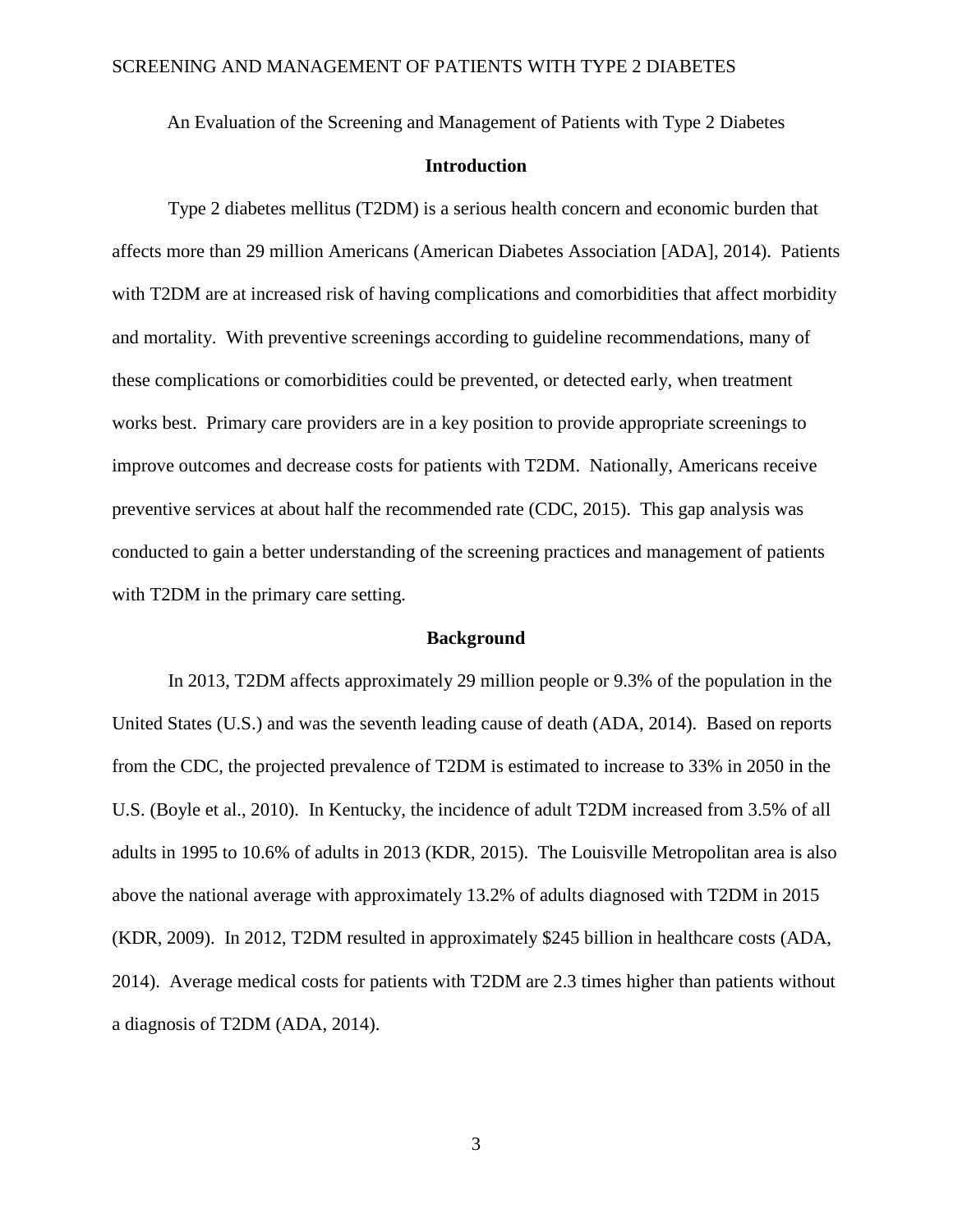An Evaluation of the Screening and Management of Patients with Type 2 Diabetes

## Introduction

Type 2 diabetes mellitus (T2DM) is a serious health concern and economic burden that affects more than 29 million Americans (American Diabetes Association [ADA], 2014). Patients with T2DM are at increased risk of having complications and comorbidities that affect morbidity and mortality. With preventive screenings according to guideline recommendations, many of these complications or comorbidities could be prevented, or detected early, when treatment works best. Primary care providers are in a key position to provide appropriate screenings to improve outcomes and decrease costs for patients with T2DM. Nationally, Americans receive preventive services at about half the recommended rate (CDC, 2015). This gap analysis was conducted to gain a better understanding of the screening practices and management of patients with T2DM in the primary care setting.

## Background

In 2013, T2DM affects approximately 29 million people or 9.3% of the population in the United States (U.S.) and was the seventh leading cause of death (ADA, 2014). Based on reports from the CDC, the projected prevalence of T2DM is estimated to increase to 33% in 2050 in the U.S. (Boyle et al., 2010). In Kentucky, the incidence of adult T2DM increased from 3.5% of all adults in 1995 to 10.6% of adults in 2013 (KDR, 2015). The Louisville Metropolitan area is also above the national average with approximately 13.2% of adults diagnosed with T2DM in 2015 (KDR, 2009). In 2012, T2DM resulted in approximately $245 billion in healthcare costs (ADA, 2014). Average medical costs for patients with T2DM are 2.3 times higher than patients without a diagnosis of T2DM (ADA, 2014).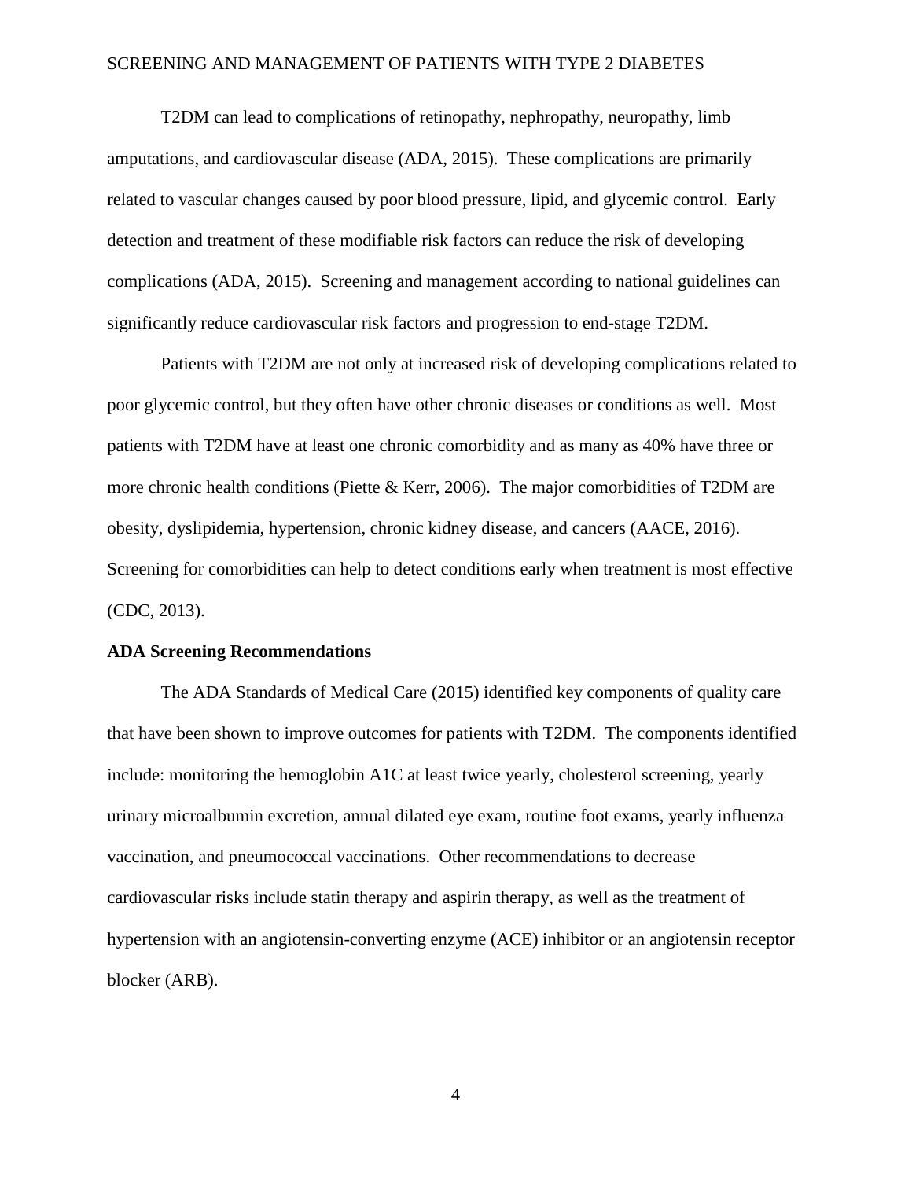T2DM can lead to complications of retinopathy, nephropathy, neuropathy, limb amputations, and cardiovascular disease (ADA, 2015). These complications are primarily related to vascular changes caused by poor blood pressure, lipid, and glycemic control. Early detection and treatment of these modifiable risk factors can reduce the risk of developing complications (ADA, 2015). Screening and management according to national guidelines can significantly reduce cardiovascular risk factors and progression to end-stage T2DM.

Patients with T2DM are not only at increased risk of developing complications related to poor glycemic control, but they often have other chronic diseases or conditions as well. Most patients with T2DM have at least one chronic comorbidity and as many as 40% have three or more chronic health conditions (Piette & Kerr, 2006). The major comorbidities of T2DM are obesity, dyslipidemia, hypertension, chronic kidney disease, and cancers (AACE, 2016). Screening for comorbidities can help to detect conditions early when treatment is most effective (CDC, 2013).

**ADA Screening Recommendations**

The ADA Standards of Medical Care (2015) identified key components of quality care that have been shown to improve outcomes for patients with T2DM. The components identified include: monitoring the hemoglobin A1C at least twice yearly, cholesterol screening, yearly urinary microalbumin excretion, annual dilated eye exam, routine foot exams, yearly influenza vaccination, and pneumococcal vaccinations. Other recommendations to decrease cardiovascular risks include statin therapy and aspirin therapy, as well as the treatment of hypertension with an angiotensin-converting enzyme (ACE) inhibitor or an angiotensin receptor blocker (ARB).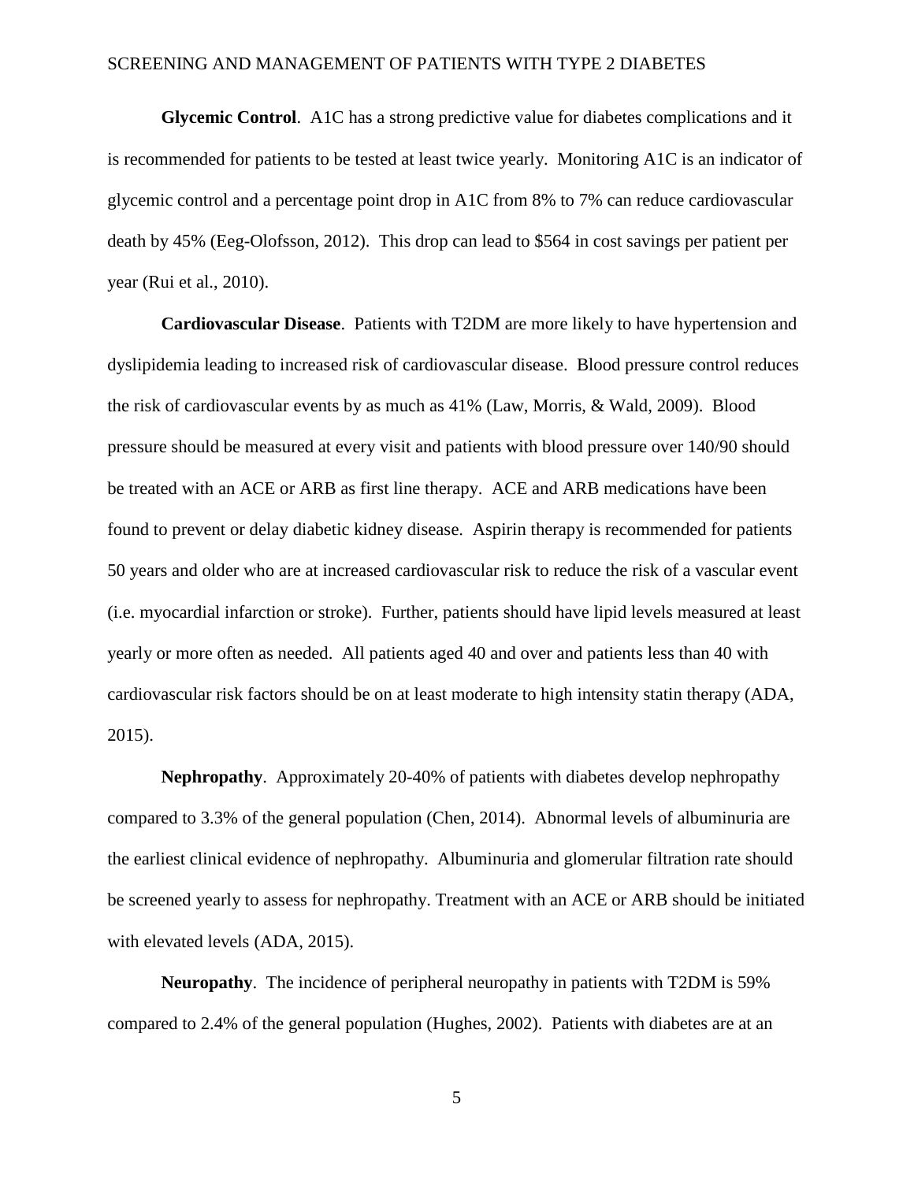**Glycemic Control**. A1C has a strong predictive value for diabetes complications and it is recommended for patients to be tested at least twice yearly. Monitoring A1C is an indicator of glycemic control and a percentage point drop in A1C from 8% to 7% can reduce cardiovascular death by 45% (Eeg-Olofsson, 2012). This drop can lead to $564 in cost savings per patient per year (Rui et al., 2010).

**Cardiovascular Disease**. Patients with T2DM are more likely to have hypertension and dyslipidemia leading to increased risk of cardiovascular disease. Blood pressure control reduces the risk of cardiovascular events by as much as 41% (Law, Morris, & Wald, 2009). Blood pressure should be measured at every visit and patients with blood pressure over 140/90 should be treated with an ACE or ARB as first line therapy. ACE and ARB medications have been found to prevent or delay diabetic kidney disease. Aspirin therapy is recommended for patients 50 years and older who are at increased cardiovascular risk to reduce the risk of a vascular event (i.e. myocardial infarction or stroke). Further, patients should have lipid levels measured at least yearly or more often as needed. All patients aged 40 and over and patients less than 40 with cardiovascular risk factors should be on at least moderate to high intensity statin therapy (ADA, 2015).

**Nephropathy**. Approximately 20-40% of patients with diabetes develop nephropathy compared to 3.3% of the general population (Chen, 2014). Abnormal levels of albuminuria are the earliest clinical evidence of nephropathy. Albuminuria and glomerular filtration rate should be screened yearly to assess for nephropathy. Treatment with an ACE or ARB should be initiated with elevated levels (ADA, 2015).

**Neuropathy**. The incidence of peripheral neuropathy in patients with T2DM is 59% compared to 2.4% of the general population (Hughes, 2002). Patients with diabetes are at an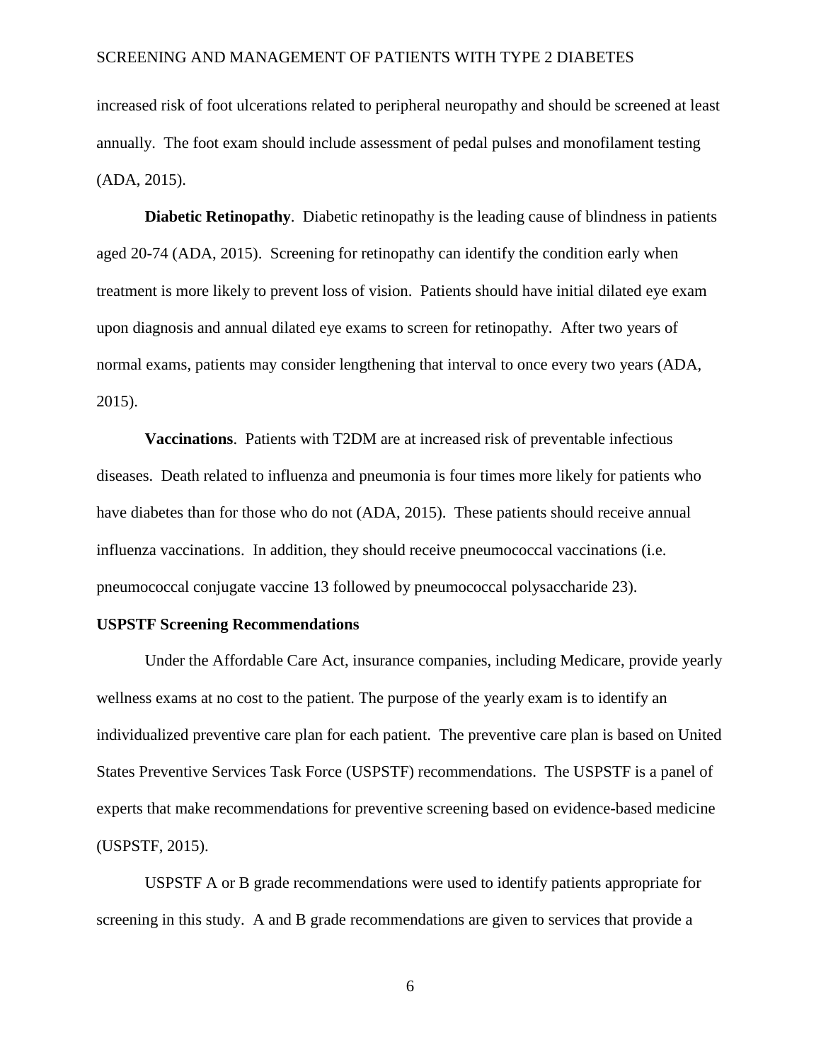increased risk of foot ulcerations related to peripheral neuropathy and should be screened at least annually. The foot exam should include assessment of pedal pulses and monofilament testing (ADA, 2015).

**Diabetic Retinopathy**. Diabetic retinopathy is the leading cause of blindness in patients aged 20-74 (ADA, 2015). Screening for retinopathy can identify the condition early when treatment is more likely to prevent loss of vision. Patients should have initial dilated eye exam upon diagnosis and annual dilated eye exams to screen for retinopathy. After two years of normal exams, patients may consider lengthening that interval to once every two years (ADA, 2015).

**Vaccinations**. Patients with T2DM are at increased risk of preventable infectious diseases. Death related to influenza and pneumonia is four times more likely for patients who have diabetes than for those who do not (ADA, 2015). These patients should receive annual influenza vaccinations. In addition, they should receive pneumococcal vaccinations (i.e. pneumococcal conjugate vaccine 13 followed by pneumococcal polysaccharide 23).

## USPSTF Screening Recommendations

Under the Affordable Care Act, insurance companies, including Medicare, provide yearly wellness exams at no cost to the patient. The purpose of the yearly exam is to identify an individualized preventive care plan for each patient. The preventive care plan is based on United States Preventive Services Task Force (USPSTF) recommendations. The USPSTF is a panel of experts that make recommendations for preventive screening based on evidence-based medicine (USPSTF, 2015).

USPSTF A or B grade recommendations were used to identify patients appropriate for screening in this study. A and B grade recommendations are given to services that provide a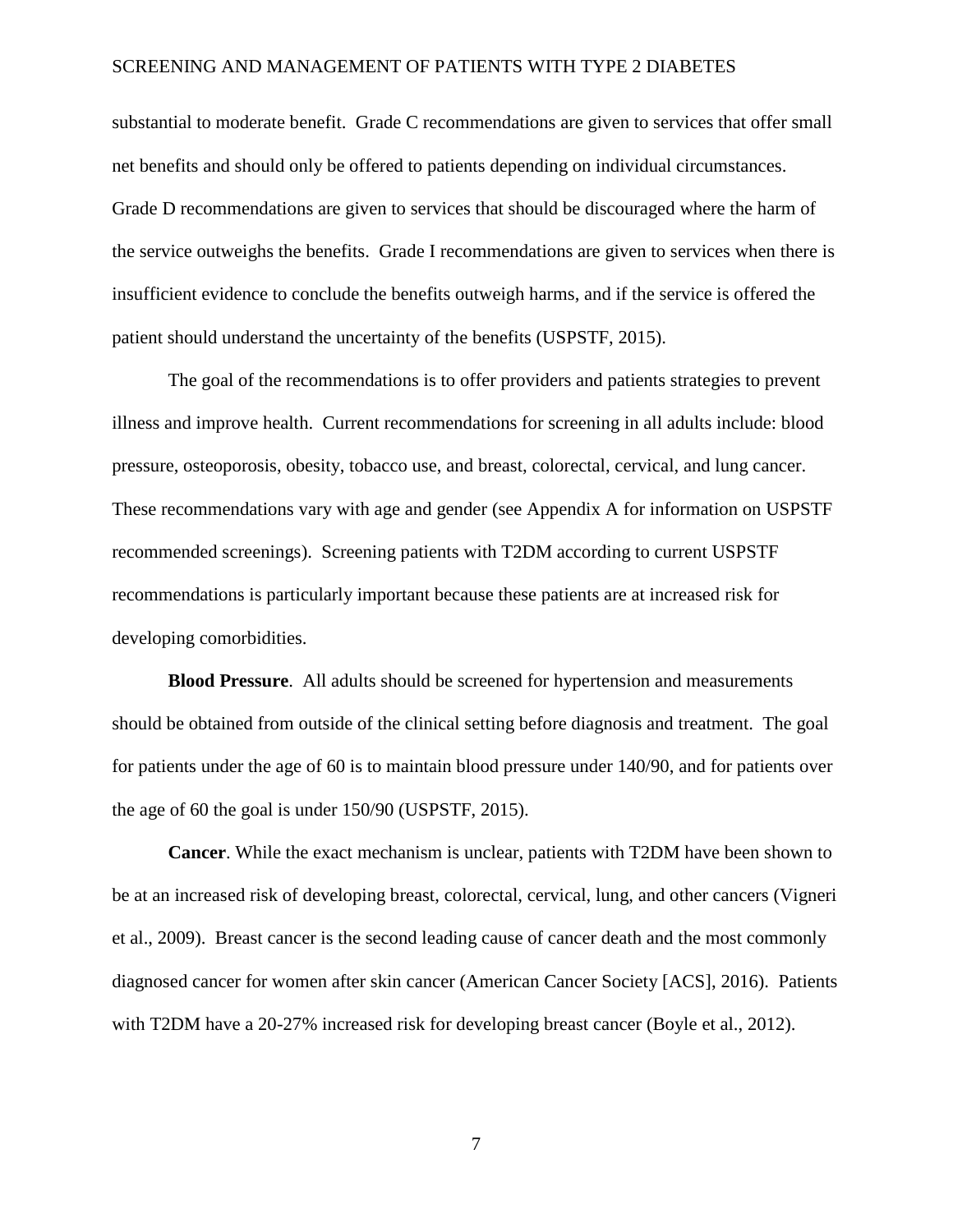substantial to moderate benefit.  Grade C recommendations are given to services that offer small net benefits and should only be offered to patients depending on individual circumstances. Grade D recommendations are given to services that should be discouraged where the harm of the service outweighs the benefits.  Grade I recommendations are given to services when there is insufficient evidence to conclude the benefits outweigh harms, and if the service is offered the patient should understand the uncertainty of the benefits (USPSTF, 2015).

The goal of the recommendations is to offer providers and patients strategies to prevent illness and improve health.  Current recommendations for screening in all adults include: blood pressure, osteoporosis, obesity, tobacco use, and breast, colorectal, cervical, and lung cancer. These recommendations vary with age and gender (see Appendix A for information on USPSTF recommended screenings).  Screening patients with T2DM according to current USPSTF recommendations is particularly important because these patients are at increased risk for developing comorbidities.

**Blood Pressure**.  All adults should be screened for hypertension and measurements should be obtained from outside of the clinical setting before diagnosis and treatment.  The goal for patients under the age of 60 is to maintain blood pressure under 140/90, and for patients over the age of 60 the goal is under 150/90 (USPSTF, 2015).

**Cancer**. While the exact mechanism is unclear, patients with T2DM have been shown to be at an increased risk of developing breast, colorectal, cervical, lung, and other cancers (Vigneri et al., 2009).  Breast cancer is the second leading cause of cancer death and the most commonly diagnosed cancer for women after skin cancer (American Cancer Society [ACS], 2016).  Patients with T2DM have a 20-27% increased risk for developing breast cancer (Boyle et al., 2012).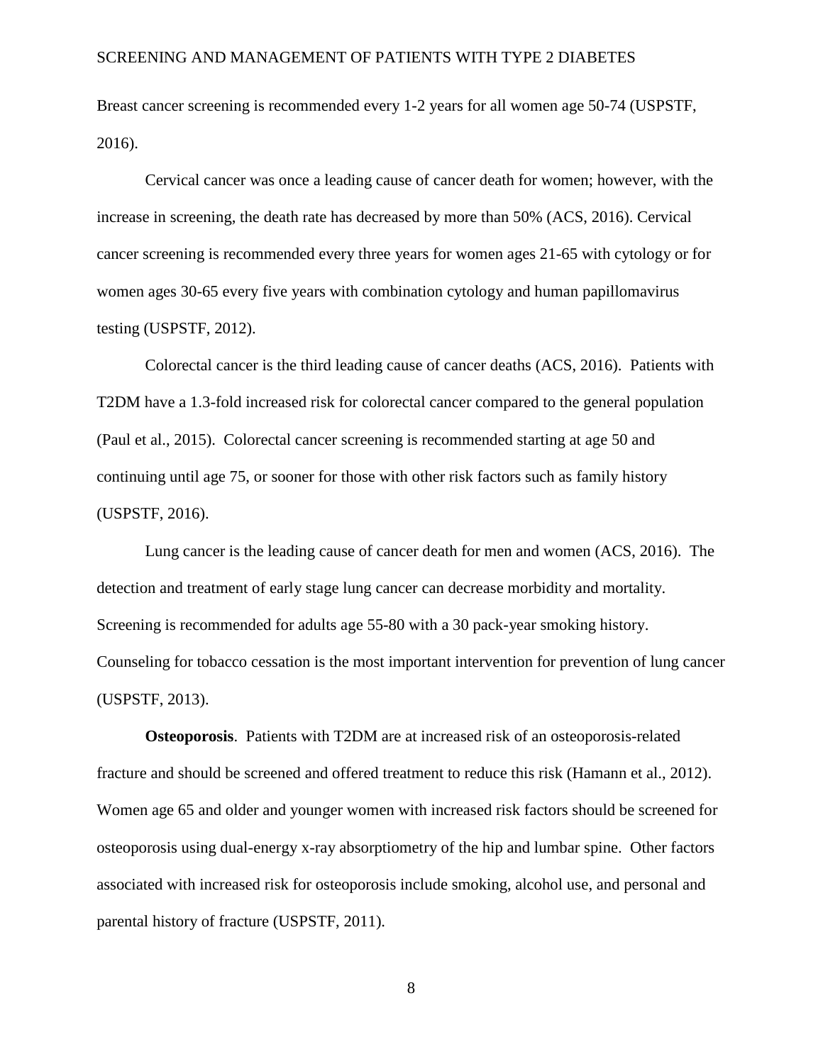Breast cancer screening is recommended every 1-2 years for all women age 50-74 (USPSTF, 2016).

Cervical cancer was once a leading cause of cancer death for women; however, with the increase in screening, the death rate has decreased by more than 50% (ACS, 2016). Cervical cancer screening is recommended every three years for women ages 21-65 with cytology or for women ages 30-65 every five years with combination cytology and human papillomavirus testing (USPSTF, 2012).

Colorectal cancer is the third leading cause of cancer deaths (ACS, 2016). Patients with T2DM have a 1.3-fold increased risk for colorectal cancer compared to the general population (Paul et al., 2015). Colorectal cancer screening is recommended starting at age 50 and continuing until age 75, or sooner for those with other risk factors such as family history (USPSTF, 2016).

Lung cancer is the leading cause of cancer death for men and women (ACS, 2016). The detection and treatment of early stage lung cancer can decrease morbidity and mortality. Screening is recommended for adults age 55-80 with a 30 pack-year smoking history. Counseling for tobacco cessation is the most important intervention for prevention of lung cancer (USPSTF, 2013).

**Osteoporosis**. Patients with T2DM are at increased risk of an osteoporosis-related fracture and should be screened and offered treatment to reduce this risk (Hamann et al., 2012). Women age 65 and older and younger women with increased risk factors should be screened for osteoporosis using dual-energy x-ray absorptiometry of the hip and lumbar spine. Other factors associated with increased risk for osteoporosis include smoking, alcohol use, and personal and parental history of fracture (USPSTF, 2011).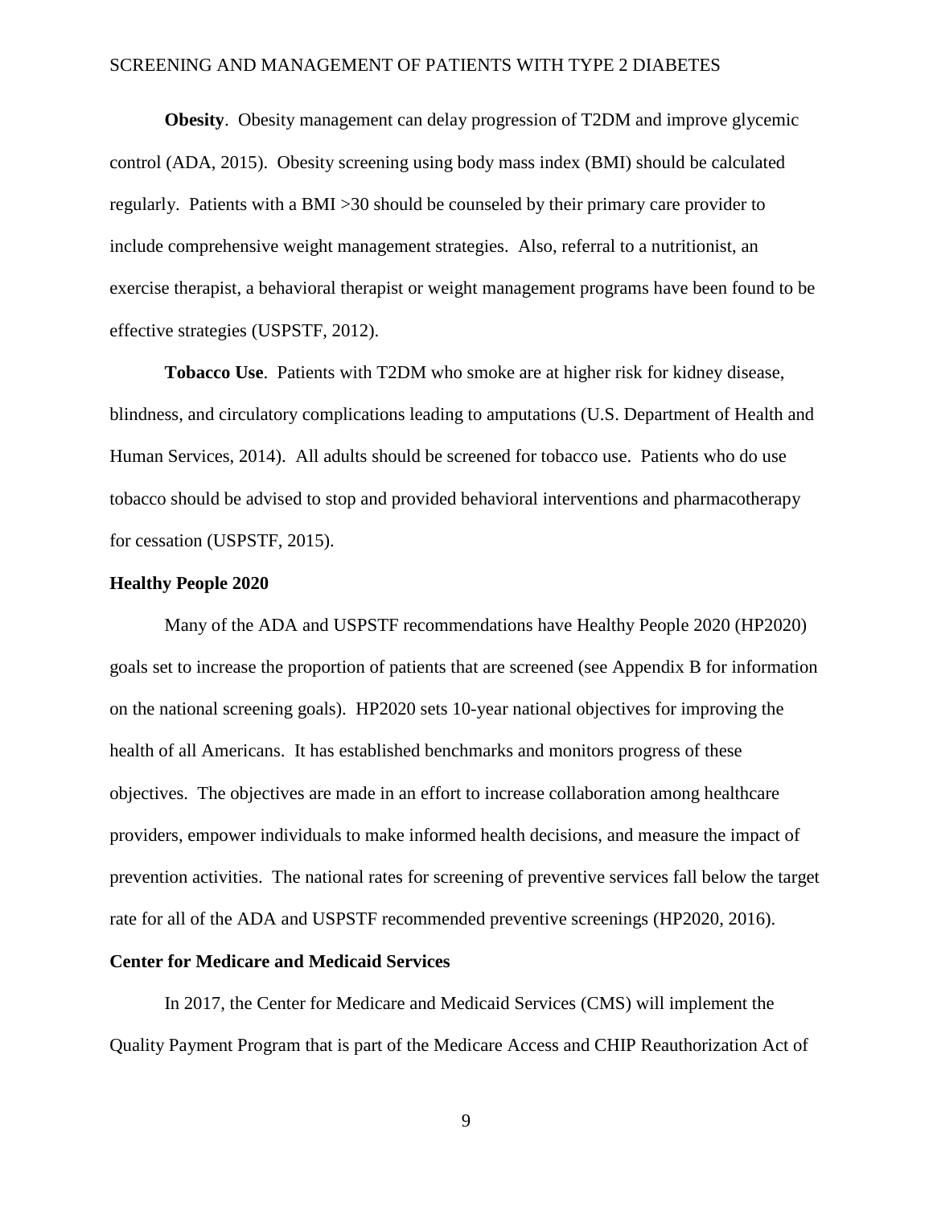**Obesity**. Obesity management can delay progression of T2DM and improve glycemic control (ADA, 2015). Obesity screening using body mass index (BMI) should be calculated regularly. Patients with a BMI >30 should be counseled by their primary care provider to include comprehensive weight management strategies. Also, referral to a nutritionist, an exercise therapist, a behavioral therapist or weight management programs have been found to be effective strategies (USPSTF, 2012).

**Tobacco Use**. Patients with T2DM who smoke are at higher risk for kidney disease, blindness, and circulatory complications leading to amputations (U.S. Department of Health and Human Services, 2014). All adults should be screened for tobacco use. Patients who do use tobacco should be advised to stop and provided behavioral interventions and pharmacotherapy for cessation (USPSTF, 2015).

## Healthy People 2020

Many of the ADA and USPSTF recommendations have Healthy People 2020 (HP2020) goals set to increase the proportion of patients that are screened (see Appendix B for information on the national screening goals). HP2020 sets 10-year national objectives for improving the health of all Americans. It has established benchmarks and monitors progress of these objectives. The objectives are made in an effort to increase collaboration among healthcare providers, empower individuals to make informed health decisions, and measure the impact of prevention activities. The national rates for screening of preventive services fall below the target rate for all of the ADA and USPSTF recommended preventive screenings (HP2020, 2016).

## Center for Medicare and Medicaid Services

In 2017, the Center for Medicare and Medicaid Services (CMS) will implement the Quality Payment Program that is part of the Medicare Access and CHIP Reauthorization Act of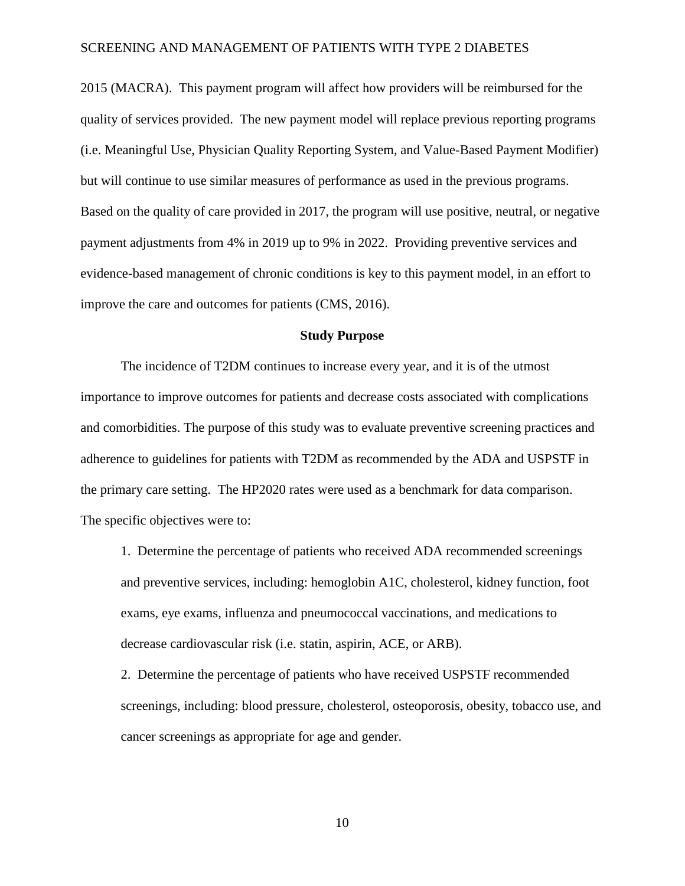2015 (MACRA). This payment program will affect how providers will be reimbursed for the quality of services provided. The new payment model will replace previous reporting programs (i.e. Meaningful Use, Physician Quality Reporting System, and Value-Based Payment Modifier) but will continue to use similar measures of performance as used in the previous programs. Based on the quality of care provided in 2017, the program will use positive, neutral, or negative payment adjustments from 4% in 2019 up to 9% in 2022. Providing preventive services and evidence-based management of chronic conditions is key to this payment model, in an effort to improve the care and outcomes for patients (CMS, 2016).

## Study Purpose

The incidence of T2DM continues to increase every year, and it is of the utmost importance to improve outcomes for patients and decrease costs associated with complications and comorbidities. The purpose of this study was to evaluate preventive screening practices and adherence to guidelines for patients with T2DM as recommended by the ADA and USPSTF in the primary care setting. The HP2020 rates were used as a benchmark for data comparison. The specific objectives were to:

1. Determine the percentage of patients who received ADA recommended screenings and preventive services, including: hemoglobin A1C, cholesterol, kidney function, foot exams, eye exams, influenza and pneumococcal vaccinations, and medications to decrease cardiovascular risk (i.e. statin, aspirin, ACE, or ARB).
2. Determine the percentage of patients who have received USPSTF recommended screenings, including: blood pressure, cholesterol, osteoporosis, obesity, tobacco use, and cancer screenings as appropriate for age and gender.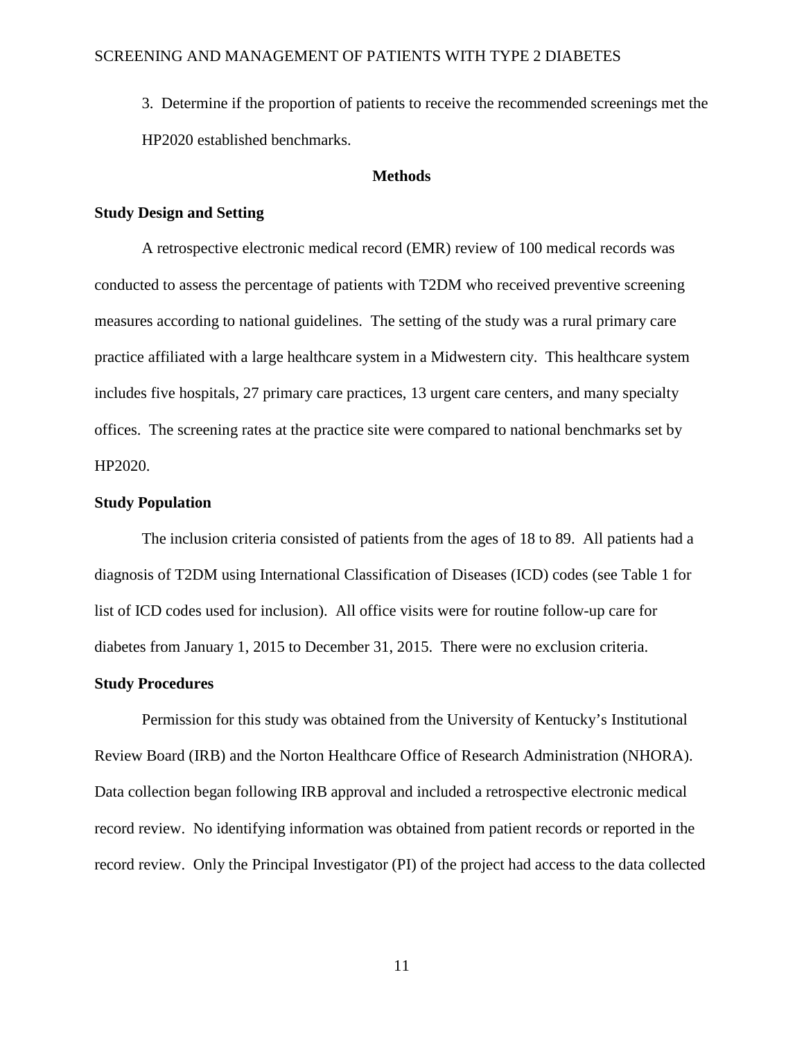3. Determine if the proportion of patients to receive the recommended screenings met the HP2020 established benchmarks.

## Methods

### Study Design and Setting

A retrospective electronic medical record (EMR) review of 100 medical records was conducted to assess the percentage of patients with T2DM who received preventive screening measures according to national guidelines. The setting of the study was a rural primary care practice affiliated with a large healthcare system in a Midwestern city. This healthcare system includes five hospitals, 27 primary care practices, 13 urgent care centers, and many specialty offices. The screening rates at the practice site were compared to national benchmarks set by HP2020.

### Study Population

The inclusion criteria consisted of patients from the ages of 18 to 89. All patients had a diagnosis of T2DM using International Classification of Diseases (ICD) codes (see Table 1 for list of ICD codes used for inclusion). All office visits were for routine follow-up care for diabetes from January 1, 2015 to December 31, 2015. There were no exclusion criteria.

### Study Procedures

Permission for this study was obtained from the University of Kentucky's Institutional Review Board (IRB) and the Norton Healthcare Office of Research Administration (NHORA). Data collection began following IRB approval and included a retrospective electronic medical record review. No identifying information was obtained from patient records or reported in the record review. Only the Principal Investigator (PI) of the project had access to the data collected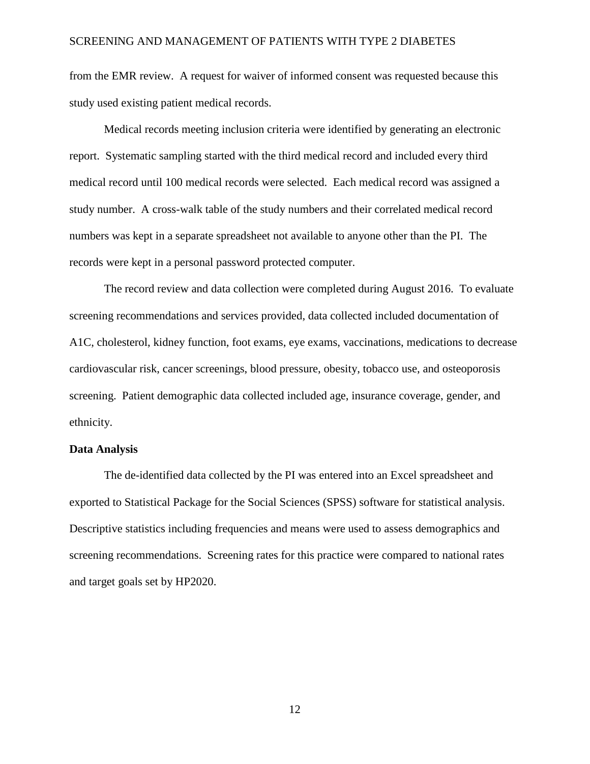from the EMR review. A request for waiver of informed consent was requested because this study used existing patient medical records.

Medical records meeting inclusion criteria were identified by generating an electronic report. Systematic sampling started with the third medical record and included every third medical record until 100 medical records were selected. Each medical record was assigned a study number. A cross-walk table of the study numbers and their correlated medical record numbers was kept in a separate spreadsheet not available to anyone other than the PI. The records were kept in a personal password protected computer.

The record review and data collection were completed during August 2016. To evaluate screening recommendations and services provided, data collected included documentation of A1C, cholesterol, kidney function, foot exams, eye exams, vaccinations, medications to decrease cardiovascular risk, cancer screenings, blood pressure, obesity, tobacco use, and osteoporosis screening. Patient demographic data collected included age, insurance coverage, gender, and ethnicity.

**Data Analysis**

The de-identified data collected by the PI was entered into an Excel spreadsheet and exported to Statistical Package for the Social Sciences (SPSS) software for statistical analysis. Descriptive statistics including frequencies and means were used to assess demographics and screening recommendations. Screening rates for this practice were compared to national rates and target goals set by HP2020.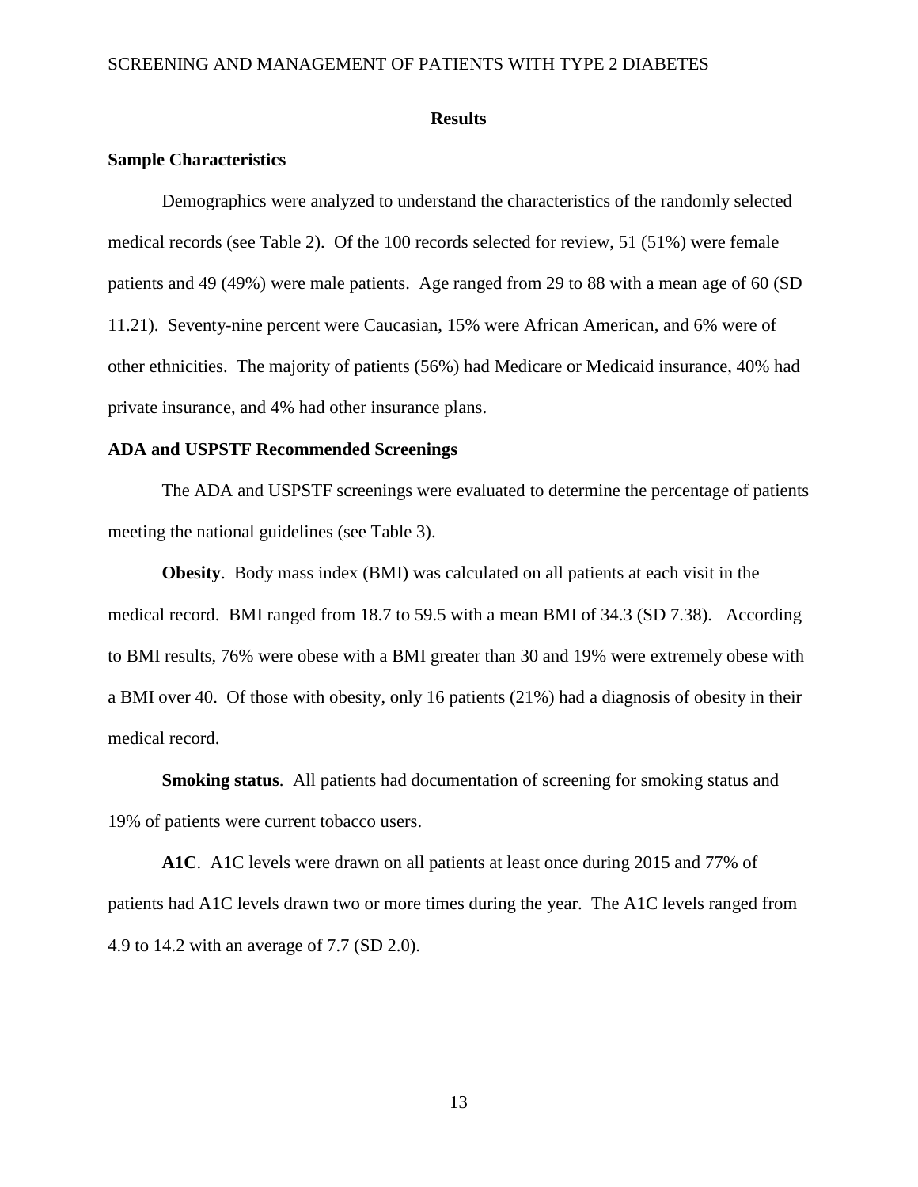## Results

### Sample Characteristics

Demographics were analyzed to understand the characteristics of the randomly selected medical records (see Table 2). Of the 100 records selected for review, 51 (51%) were female patients and 49 (49%) were male patients. Age ranged from 29 to 88 with a mean age of 60 (SD 11.21). Seventy-nine percent were Caucasian, 15% were African American, and 6% were of other ethnicities. The majority of patients (56%) had Medicare or Medicaid insurance, 40% had private insurance, and 4% had other insurance plans.

### ADA and USPSTF Recommended Screenings

The ADA and USPSTF screenings were evaluated to determine the percentage of patients meeting the national guidelines (see Table 3).

**Obesity**. Body mass index (BMI) was calculated on all patients at each visit in the medical record. BMI ranged from 18.7 to 59.5 with a mean BMI of 34.3 (SD 7.38). According to BMI results, 76% were obese with a BMI greater than 30 and 19% were extremely obese with a BMI over 40. Of those with obesity, only 16 patients (21%) had a diagnosis of obesity in their medical record.

**Smoking status**. All patients had documentation of screening for smoking status and 19% of patients were current tobacco users.

**A1C**. A1C levels were drawn on all patients at least once during 2015 and 77% of patients had A1C levels drawn two or more times during the year. The A1C levels ranged from 4.9 to 14.2 with an average of 7.7 (SD 2.0).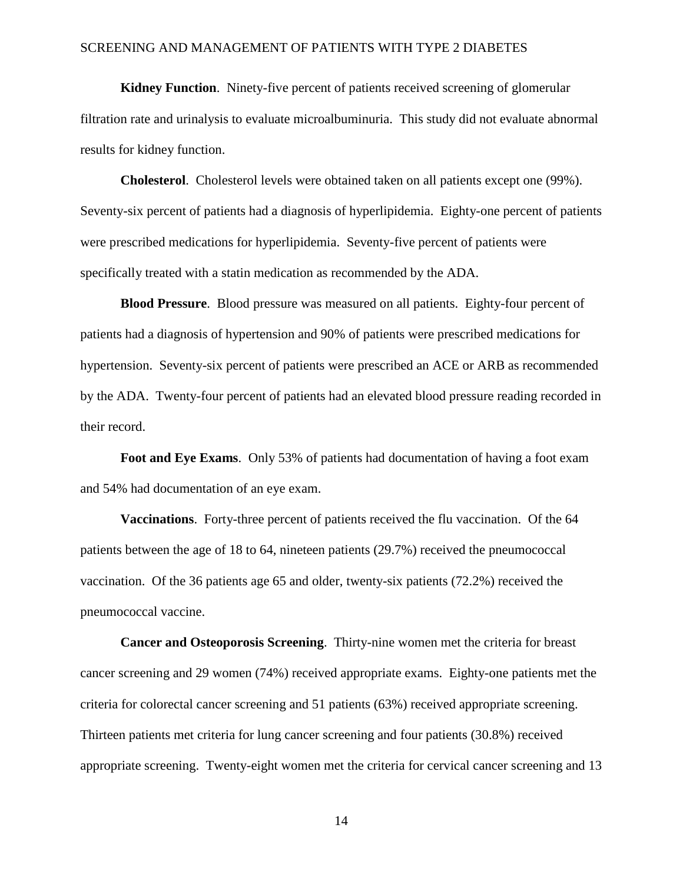**Kidney Function**. Ninety-five percent of patients received screening of glomerular filtration rate and urinalysis to evaluate microalbuminuria. This study did not evaluate abnormal results for kidney function.

**Cholesterol**. Cholesterol levels were obtained taken on all patients except one (99%). Seventy-six percent of patients had a diagnosis of hyperlipidemia. Eighty-one percent of patients were prescribed medications for hyperlipidemia. Seventy-five percent of patients were specifically treated with a statin medication as recommended by the ADA.

**Blood Pressure**. Blood pressure was measured on all patients. Eighty-four percent of patients had a diagnosis of hypertension and 90% of patients were prescribed medications for hypertension. Seventy-six percent of patients were prescribed an ACE or ARB as recommended by the ADA. Twenty-four percent of patients had an elevated blood pressure reading recorded in their record.

**Foot and Eye Exams**. Only 53% of patients had documentation of having a foot exam and 54% had documentation of an eye exam.

**Vaccinations**. Forty-three percent of patients received the flu vaccination. Of the 64 patients between the age of 18 to 64, nineteen patients (29.7%) received the pneumococcal vaccination. Of the 36 patients age 65 and older, twenty-six patients (72.2%) received the pneumococcal vaccine.

**Cancer and Osteoporosis Screening**. Thirty-nine women met the criteria for breast cancer screening and 29 women (74%) received appropriate exams. Eighty-one patients met the criteria for colorectal cancer screening and 51 patients (63%) received appropriate screening. Thirteen patients met criteria for lung cancer screening and four patients (30.8%) received appropriate screening. Twenty-eight women met the criteria for cervical cancer screening and 13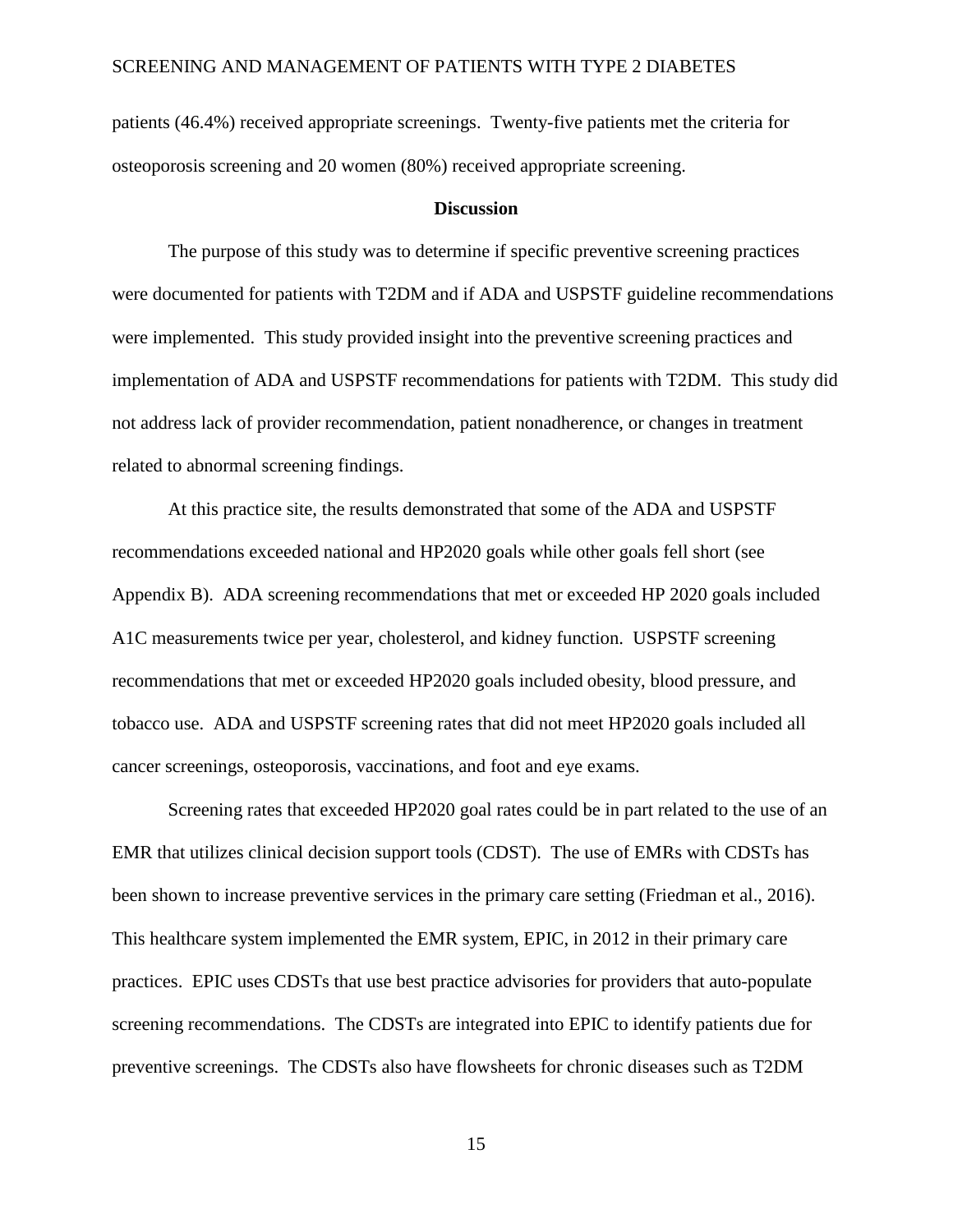patients (46.4%) received appropriate screenings. Twenty-five patients met the criteria for osteoporosis screening and 20 women (80%) received appropriate screening.

## Discussion

The purpose of this study was to determine if specific preventive screening practices were documented for patients with T2DM and if ADA and USPSTF guideline recommendations were implemented. This study provided insight into the preventive screening practices and implementation of ADA and USPSTF recommendations for patients with T2DM. This study did not address lack of provider recommendation, patient nonadherence, or changes in treatment related to abnormal screening findings.

At this practice site, the results demonstrated that some of the ADA and USPSTF recommendations exceeded national and HP2020 goals while other goals fell short (see Appendix B). ADA screening recommendations that met or exceeded HP 2020 goals included A1C measurements twice per year, cholesterol, and kidney function. USPSTF screening recommendations that met or exceeded HP2020 goals included obesity, blood pressure, and tobacco use. ADA and USPSTF screening rates that did not meet HP2020 goals included all cancer screenings, osteoporosis, vaccinations, and foot and eye exams.

Screening rates that exceeded HP2020 goal rates could be in part related to the use of an EMR that utilizes clinical decision support tools (CDST). The use of EMRs with CDSTs has been shown to increase preventive services in the primary care setting (Friedman et al., 2016). This healthcare system implemented the EMR system, EPIC, in 2012 in their primary care practices. EPIC uses CDSTs that use best practice advisories for providers that auto-populate screening recommendations. The CDSTs are integrated into EPIC to identify patients due for preventive screenings. The CDSTs also have flowsheets for chronic diseases such as T2DM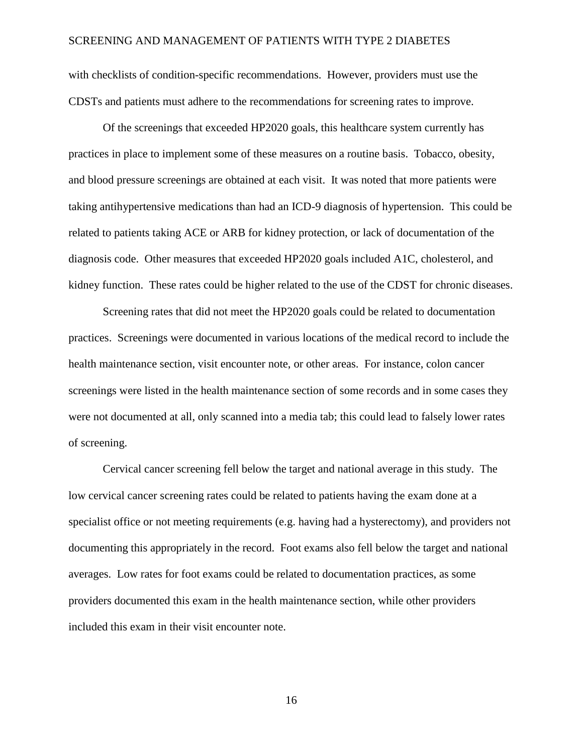with checklists of condition-specific recommendations. However, providers must use the CDSTs and patients must adhere to the recommendations for screening rates to improve.

Of the screenings that exceeded HP2020 goals, this healthcare system currently has practices in place to implement some of these measures on a routine basis. Tobacco, obesity, and blood pressure screenings are obtained at each visit. It was noted that more patients were taking antihypertensive medications than had an ICD-9 diagnosis of hypertension. This could be related to patients taking ACE or ARB for kidney protection, or lack of documentation of the diagnosis code. Other measures that exceeded HP2020 goals included A1C, cholesterol, and kidney function. These rates could be higher related to the use of the CDST for chronic diseases.

Screening rates that did not meet the HP2020 goals could be related to documentation practices. Screenings were documented in various locations of the medical record to include the health maintenance section, visit encounter note, or other areas. For instance, colon cancer screenings were listed in the health maintenance section of some records and in some cases they were not documented at all, only scanned into a media tab; this could lead to falsely lower rates of screening.

Cervical cancer screening fell below the target and national average in this study. The low cervical cancer screening rates could be related to patients having the exam done at a specialist office or not meeting requirements (e.g. having had a hysterectomy), and providers not documenting this appropriately in the record. Foot exams also fell below the target and national averages. Low rates for foot exams could be related to documentation practices, as some providers documented this exam in the health maintenance section, while other providers included this exam in their visit encounter note.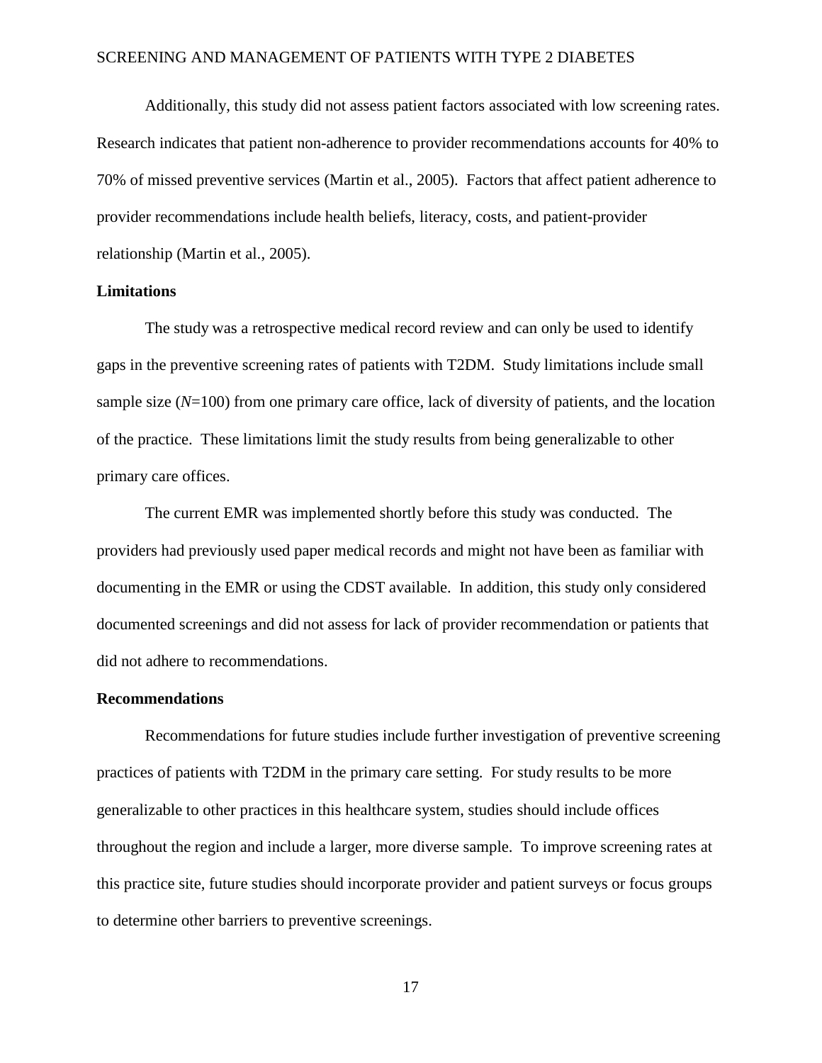Additionally, this study did not assess patient factors associated with low screening rates. Research indicates that patient non-adherence to provider recommendations accounts for 40% to 70% of missed preventive services (Martin et al., 2005). Factors that affect patient adherence to provider recommendations include health beliefs, literacy, costs, and patient-provider relationship (Martin et al., 2005).

## Limitations

The study was a retrospective medical record review and can only be used to identify gaps in the preventive screening rates of patients with T2DM. Study limitations include small sample size (*N*=100) from one primary care office, lack of diversity of patients, and the location of the practice. These limitations limit the study results from being generalizable to other primary care offices.

The current EMR was implemented shortly before this study was conducted. The providers had previously used paper medical records and might not have been as familiar with documenting in the EMR or using the CDST available. In addition, this study only considered documented screenings and did not assess for lack of provider recommendation or patients that did not adhere to recommendations.

## Recommendations

Recommendations for future studies include further investigation of preventive screening practices of patients with T2DM in the primary care setting. For study results to be more generalizable to other practices in this healthcare system, studies should include offices throughout the region and include a larger, more diverse sample. To improve screening rates at this practice site, future studies should incorporate provider and patient surveys or focus groups to determine other barriers to preventive screenings.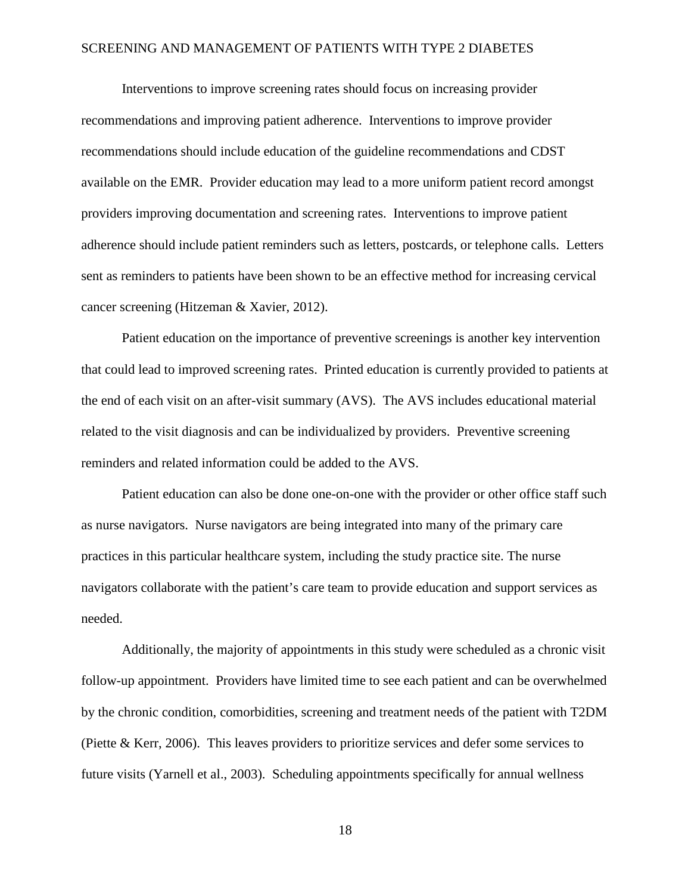Interventions to improve screening rates should focus on increasing provider recommendations and improving patient adherence. Interventions to improve provider recommendations should include education of the guideline recommendations and CDST available on the EMR. Provider education may lead to a more uniform patient record amongst providers improving documentation and screening rates. Interventions to improve patient adherence should include patient reminders such as letters, postcards, or telephone calls. Letters sent as reminders to patients have been shown to be an effective method for increasing cervical cancer screening (Hitzeman & Xavier, 2012).

Patient education on the importance of preventive screenings is another key intervention that could lead to improved screening rates. Printed education is currently provided to patients at the end of each visit on an after-visit summary (AVS). The AVS includes educational material related to the visit diagnosis and can be individualized by providers. Preventive screening reminders and related information could be added to the AVS.

Patient education can also be done one-on-one with the provider or other office staff such as nurse navigators. Nurse navigators are being integrated into many of the primary care practices in this particular healthcare system, including the study practice site. The nurse navigators collaborate with the patient's care team to provide education and support services as needed.

Additionally, the majority of appointments in this study were scheduled as a chronic visit follow-up appointment. Providers have limited time to see each patient and can be overwhelmed by the chronic condition, comorbidities, screening and treatment needs of the patient with T2DM (Piette & Kerr, 2006). This leaves providers to prioritize services and defer some services to future visits (Yarnell et al., 2003). Scheduling appointments specifically for annual wellness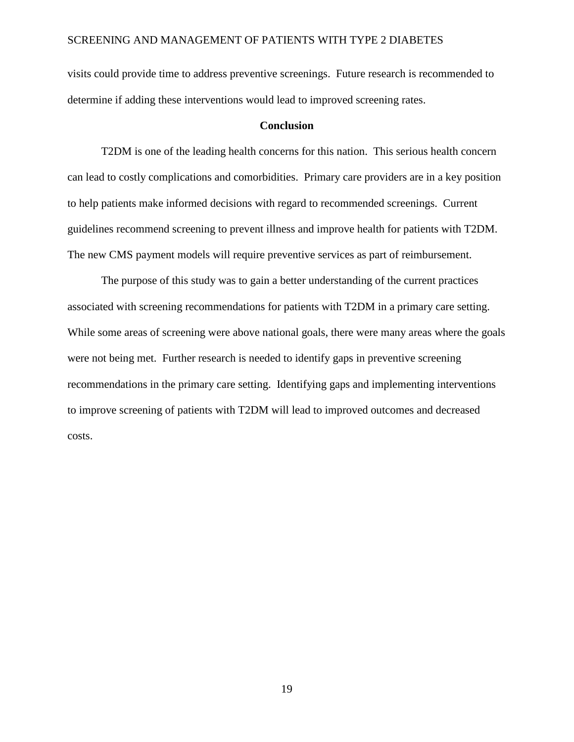visits could provide time to address preventive screenings. Future research is recommended to determine if adding these interventions would lead to improved screening rates.

## Conclusion

T2DM is one of the leading health concerns for this nation. This serious health concern can lead to costly complications and comorbidities. Primary care providers are in a key position to help patients make informed decisions with regard to recommended screenings. Current guidelines recommend screening to prevent illness and improve health for patients with T2DM. The new CMS payment models will require preventive services as part of reimbursement.

The purpose of this study was to gain a better understanding of the current practices associated with screening recommendations for patients with T2DM in a primary care setting. While some areas of screening were above national goals, there were many areas where the goals were not being met. Further research is needed to identify gaps in preventive screening recommendations in the primary care setting. Identifying gaps and implementing interventions to improve screening of patients with T2DM will lead to improved outcomes and decreased costs.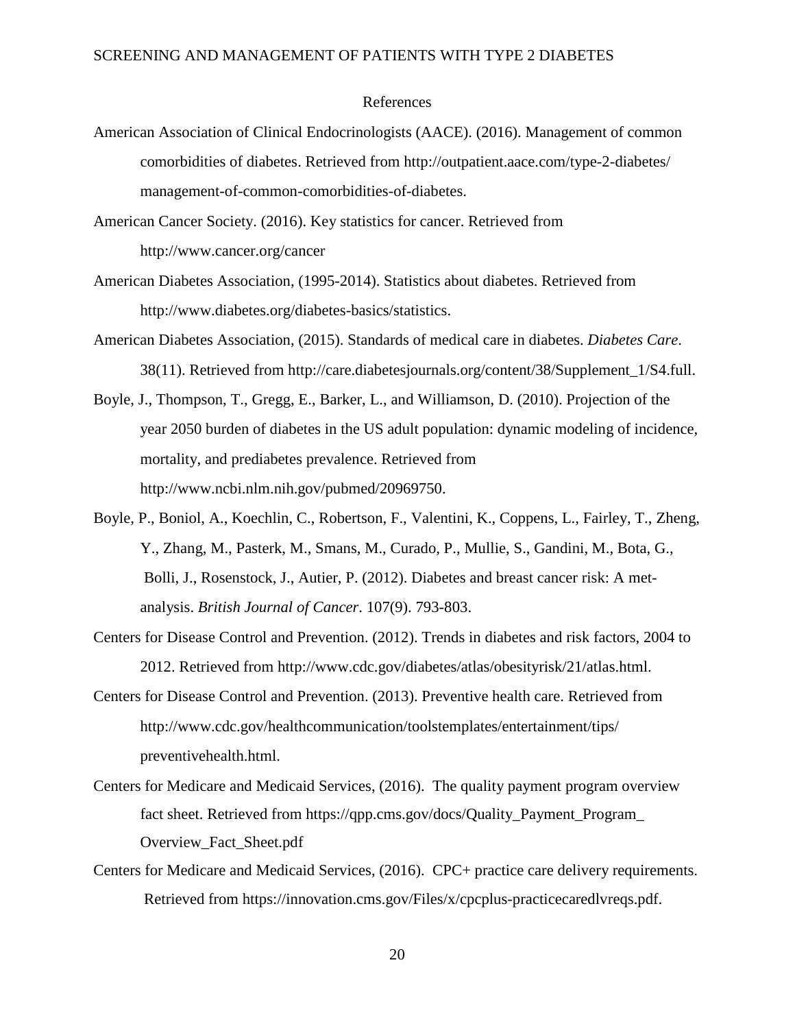# References

American Association of Clinical Endocrinologists (AACE). (2016). Management of common comorbidities of diabetes. Retrieved from http://outpatient.aace.com/type-2-diabetes/ management-of-common-comorbidities-of-diabetes.

American Cancer Society. (2016). Key statistics for cancer. Retrieved from http://www.cancer.org/cancer

American Diabetes Association, (1995-2014). Statistics about diabetes. Retrieved from http://www.diabetes.org/diabetes-basics/statistics.

American Diabetes Association, (2015). Standards of medical care in diabetes. *Diabetes Care*. 38(11). Retrieved from http://care.diabetesjournals.org/content/38/Supplement_1/S4.full.

Boyle, J., Thompson, T., Gregg, E., Barker, L., and Williamson, D. (2010). Projection of the year 2050 burden of diabetes in the US adult population: dynamic modeling of incidence, mortality, and prediabetes prevalence. Retrieved from http://www.ncbi.nlm.nih.gov/pubmed/20969750.

Boyle, P., Boniol, A., Koechlin, C., Robertson, F., Valentini, K., Coppens, L., Fairley, T., Zheng, Y., Zhang, M., Pasterk, M., Smans, M., Curado, P., Mullie, S., Gandini, M., Bota, G., Bolli, J., Rosenstock, J., Autier, P. (2012). Diabetes and breast cancer risk: A met-analysis. *British Journal of Cancer*. 107(9). 793-803.

Centers for Disease Control and Prevention. (2012). Trends in diabetes and risk factors, 2004 to 2012. Retrieved from http://www.cdc.gov/diabetes/atlas/obesityrisk/21/atlas.html.

Centers for Disease Control and Prevention. (2013). Preventive health care. Retrieved from http://www.cdc.gov/healthcommunication/toolstemplates/entertainment/tips/ preventivehealth.html.

Centers for Medicare and Medicaid Services, (2016). The quality payment program overview fact sheet. Retrieved from https://qpp.cms.gov/docs/Quality_Payment_Program_ Overview_Fact_Sheet.pdf

Centers for Medicare and Medicaid Services, (2016). CPC+ practice care delivery requirements. Retrieved from https://innovation.cms.gov/Files/x/cpcplus-practicecaredlvreqs.pdf.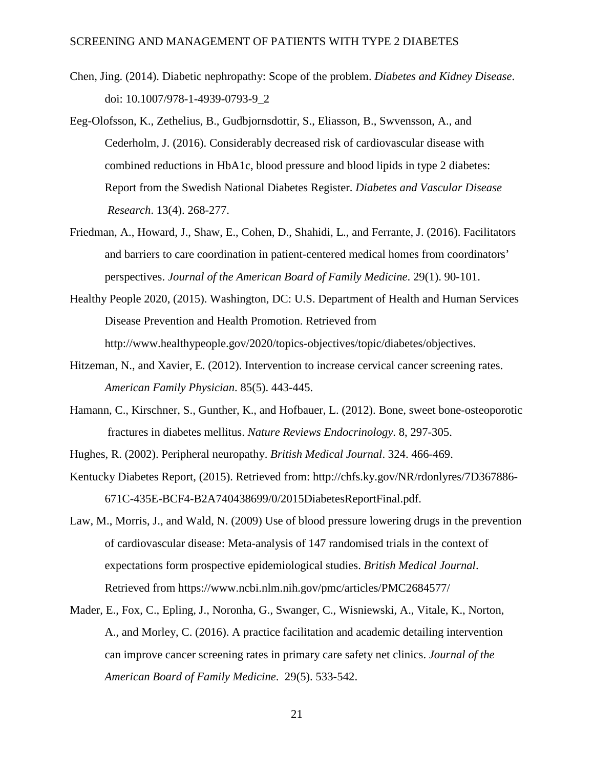Chen, Jing. (2014). Diabetic nephropathy: Scope of the problem. *Diabetes and Kidney Disease*. doi: 10.1007/978-1-4939-0793-9_2

Eeg-Olofsson, K., Zethelius, B., Gudbjornsdottir, S., Eliasson, B., Swvensson, A., and Cederholm, J. (2016). Considerably decreased risk of cardiovascular disease with combined reductions in HbA1c, blood pressure and blood lipids in type 2 diabetes: Report from the Swedish National Diabetes Register. *Diabetes and Vascular Disease Research*. 13(4). 268-277.

Friedman, A., Howard, J., Shaw, E., Cohen, D., Shahidi, L., and Ferrante, J. (2016). Facilitators and barriers to care coordination in patient-centered medical homes from coordinators' perspectives. *Journal of the American Board of Family Medicine*. 29(1). 90-101.

Healthy People 2020, (2015). Washington, DC: U.S. Department of Health and Human Services Disease Prevention and Health Promotion. Retrieved from http://www.healthypeople.gov/2020/topics-objectives/topic/diabetes/objectives.

Hitzeman, N., and Xavier, E. (2012). Intervention to increase cervical cancer screening rates. *American Family Physician*. 85(5). 443-445.

Hamann, C., Kirschner, S., Gunther, K., and Hofbauer, L. (2012). Bone, sweet bone-osteoporotic fractures in diabetes mellitus. *Nature Reviews Endocrinology*. 8, 297-305.

Hughes, R. (2002). Peripheral neuropathy. *British Medical Journal*. 324. 466-469.

Kentucky Diabetes Report, (2015). Retrieved from: http://chfs.ky.gov/NR/rdonlyres/7D367886-671C-435E-BCF4-B2A740438699/0/2015DiabetesReportFinal.pdf.

Law, M., Morris, J., and Wald, N. (2009) Use of blood pressure lowering drugs in the prevention of cardiovascular disease: Meta-analysis of 147 randomised trials in the context of expectations form prospective epidemiological studies. *British Medical Journal*. Retrieved from https://www.ncbi.nlm.nih.gov/pmc/articles/PMC2684577/

Mader, E., Fox, C., Epling, J., Noronha, G., Swanger, C., Wisniewski, A., Vitale, K., Norton, A., and Morley, C. (2016). A practice facilitation and academic detailing intervention can improve cancer screening rates in primary care safety net clinics. *Journal of the American Board of Family Medicine*. 29(5). 533-542.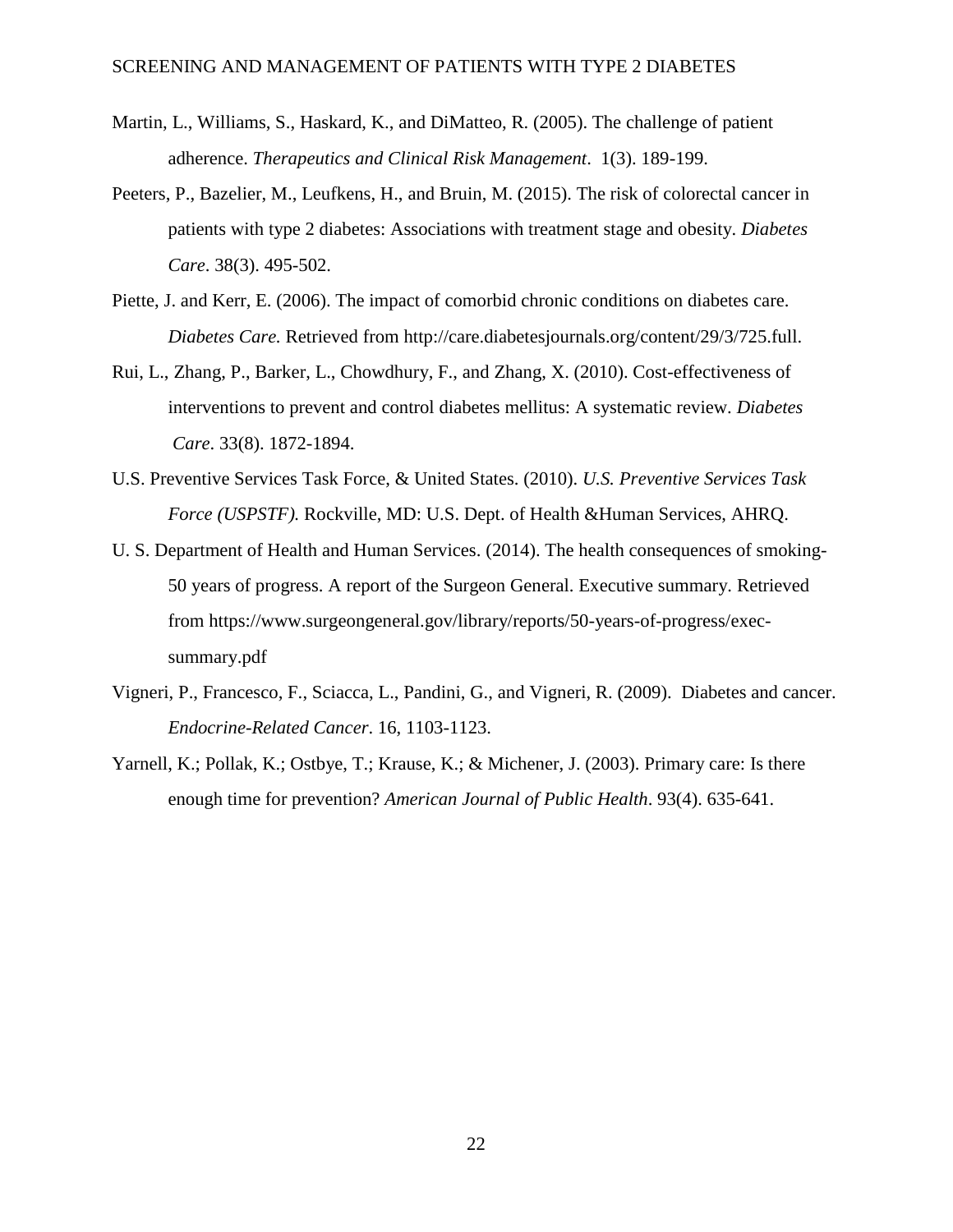Martin, L., Williams, S., Haskard, K., and DiMatteo, R. (2005). The challenge of patient adherence. *Therapeutics and Clinical Risk Management*. 1(3). 189-199.

Peeters, P., Bazelier, M., Leufkens, H., and Bruin, M. (2015). The risk of colorectal cancer in patients with type 2 diabetes: Associations with treatment stage and obesity. *Diabetes Care*. 38(3). 495-502.

Piette, J. and Kerr, E. (2006). The impact of comorbid chronic conditions on diabetes care. *Diabetes Care.* Retrieved from http://care.diabetesjournals.org/content/29/3/725.full.

Rui, L., Zhang, P., Barker, L., Chowdhury, F., and Zhang, X. (2010). Cost-effectiveness of interventions to prevent and control diabetes mellitus: A systematic review. *Diabetes Care*. 33(8). 1872-1894.

U.S. Preventive Services Task Force, & United States. (2010). *U.S. Preventive Services Task Force (USPSTF).* Rockville, MD: U.S. Dept. of Health &Human Services, AHRQ.

U. S. Department of Health and Human Services. (2014). The health consequences of smoking-50 years of progress. A report of the Surgeon General. Executive summary. Retrieved from https://www.surgeongeneral.gov/library/reports/50-years-of-progress/exec-summary.pdf

Vigneri, P., Francesco, F., Sciacca, L., Pandini, G., and Vigneri, R. (2009). Diabetes and cancer. *Endocrine-Related Cancer*. 16, 1103-1123.

Yarnell, K.; Pollak, K.; Ostbye, T.; Krause, K.; & Michener, J. (2003). Primary care: Is there enough time for prevention? *American Journal of Public Health*. 93(4). 635-641.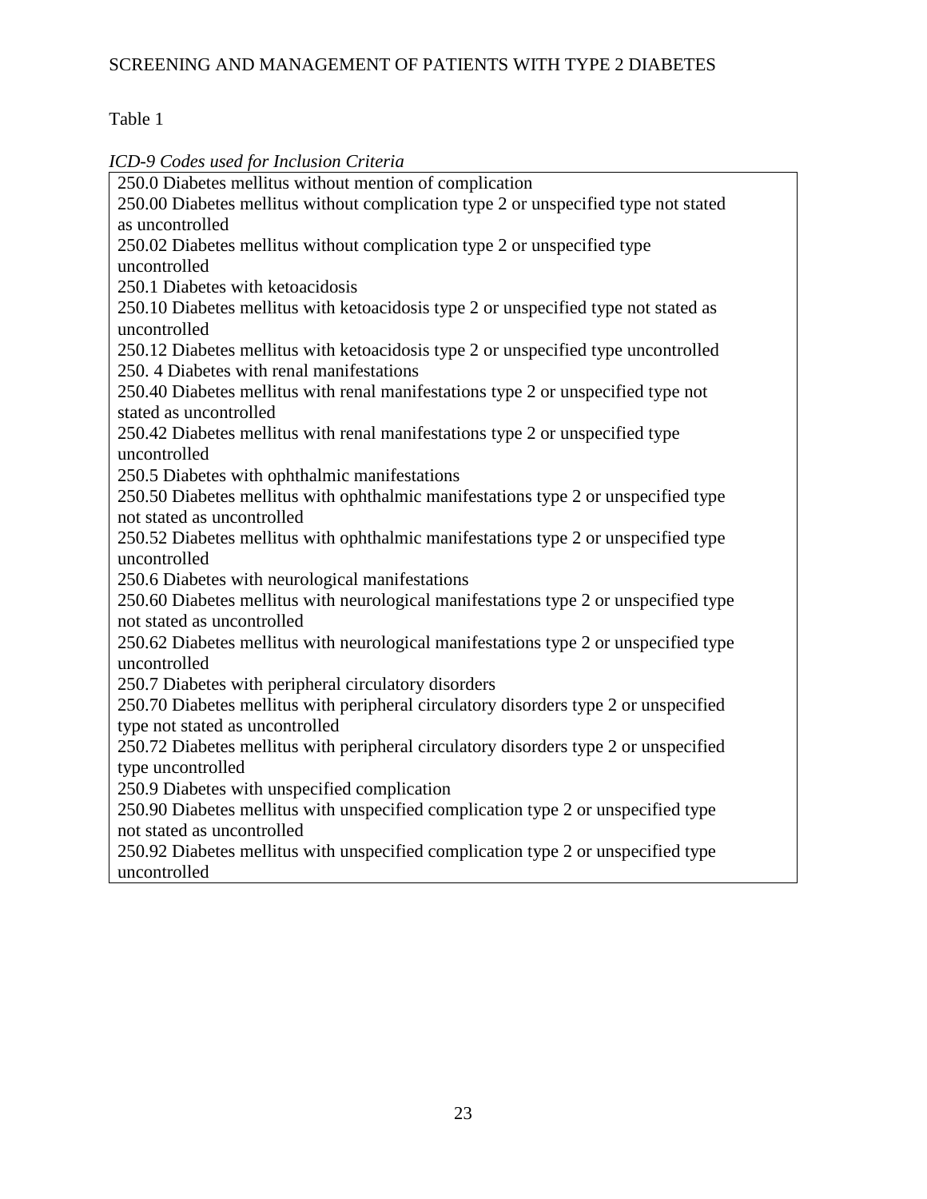Table 1

*ICD-9 Codes used for Inclusion Criteria*

| |
|---|
| 250.0 Diabetes mellitus without mention of complication |
| 250.00 Diabetes mellitus without complication type 2 or unspecified type not stated as uncontrolled |
| 250.02 Diabetes mellitus without complication type 2 or unspecified type uncontrolled |
| 250.1 Diabetes with ketoacidosis |
| 250.10 Diabetes mellitus with ketoacidosis type 2 or unspecified type not stated as uncontrolled |
| 250.12 Diabetes mellitus with ketoacidosis type 2 or unspecified type uncontrolled |
| 250. 4 Diabetes with renal manifestations |
| 250.40 Diabetes mellitus with renal manifestations type 2 or unspecified type not stated as uncontrolled |
| 250.42 Diabetes mellitus with renal manifestations type 2 or unspecified type uncontrolled |
| 250.5 Diabetes with ophthalmic manifestations |
| 250.50 Diabetes mellitus with ophthalmic manifestations type 2 or unspecified type not stated as uncontrolled |
| 250.52 Diabetes mellitus with ophthalmic manifestations type 2 or unspecified type uncontrolled |
| 250.6 Diabetes with neurological manifestations |
| 250.60 Diabetes mellitus with neurological manifestations type 2 or unspecified type not stated as uncontrolled |
| 250.62 Diabetes mellitus with neurological manifestations type 2 or unspecified type uncontrolled |
| 250.7 Diabetes with peripheral circulatory disorders |
| 250.70 Diabetes mellitus with peripheral circulatory disorders type 2 or unspecified type not stated as uncontrolled |
| 250.72 Diabetes mellitus with peripheral circulatory disorders type 2 or unspecified type uncontrolled |
| 250.9 Diabetes with unspecified complication |
| 250.90 Diabetes mellitus with unspecified complication type 2 or unspecified type not stated as uncontrolled |
| 250.92 Diabetes mellitus with unspecified complication type 2 or unspecified type uncontrolled |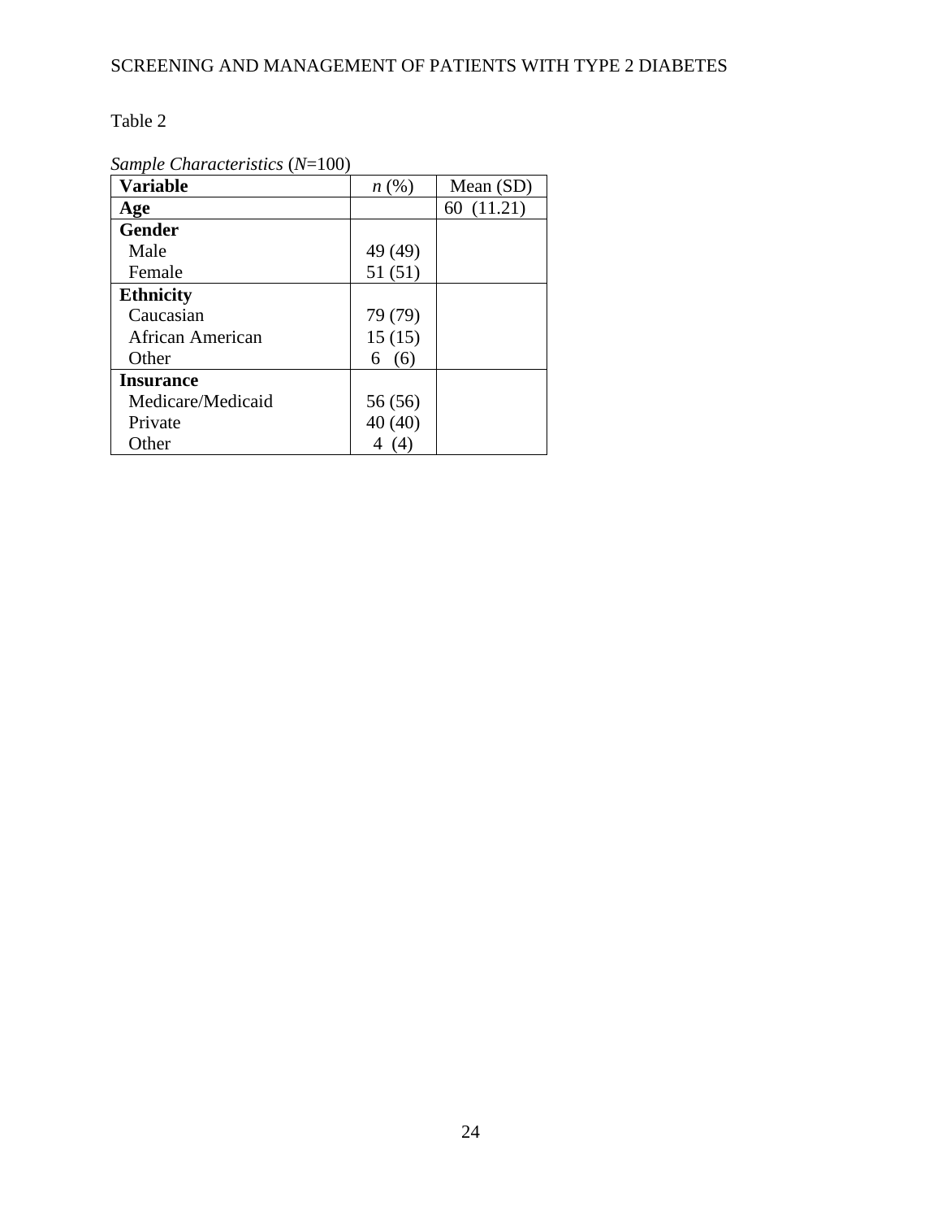Table 2

*Sample Characteristics* (*N*=100)

| **Variable** | *n* (%) | Mean (SD) |
|---|---|---|
| **Age** | | 60 (11.21) |
| **Gender** | | |
| Male | 49 (49) | |
| Female | 51 (51) | |
| **Ethnicity** | | |
| Caucasian | 79 (79) | |
| African American | 15 (15) | |
| Other | 6 (6) | |
| **Insurance** | | |
| Medicare/Medicaid | 56 (56) | |
| Private | 40 (40) | |
| Other | 4 (4) | |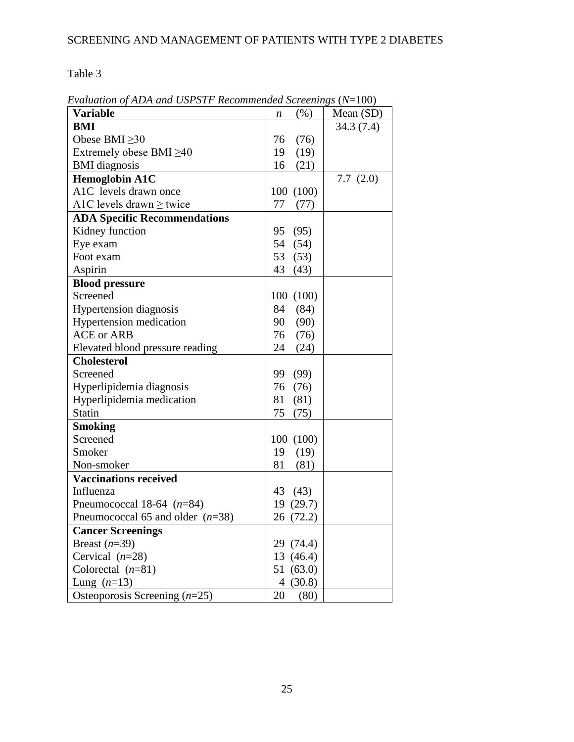Table 3

*Evaluation of ADA and USPSTF Recommended Screenings* ($N$=100)

| Variable | $n$ (%) | Mean (SD) |
|---|---|---|
| **BMI** | | 34.3 (7.4) |
| Obese BMI ≥30 | 76 (76) | |
| Extremely obese BMI ≥40 | 19 (19) | |
| BMI diagnosis | 16 (21) | |
| **Hemoglobin A1C** | | 7.7 (2.0) |
| A1C levels drawn once | 100 (100) | |
| A1C levels drawn ≥ twice | 77 (77) | |
| **ADA Specific Recommendations** | | |
| Kidney function | 95 (95) | |
| Eye exam | 54 (54) | |
| Foot exam | 53 (53) | |
| Aspirin | 43 (43) | |
| **Blood pressure** | | |
| Screened | 100 (100) | |
| Hypertension diagnosis | 84 (84) | |
| Hypertension medication | 90 (90) | |
| ACE or ARB | 76 (76) | |
| Elevated blood pressure reading | 24 (24) | |
| **Cholesterol** | | |
| Screened | 99 (99) | |
| Hyperlipidemia diagnosis | 76 (76) | |
| Hyperlipidemia medication | 81 (81) | |
| Statin | 75 (75) | |
| **Smoking** | | |
| Screened | 100 (100) | |
| Smoker | 19 (19) | |
| Non-smoker | 81 (81) | |
| **Vaccinations received** | | |
| Influenza | 43 (43) | |
| Pneumococcal 18-64 ($n$=84) | 19 (29.7) | |
| Pneumococcal 65 and older ($n$=38) | 26 (72.2) | |
| **Cancer Screenings** | | |
| Breast ($n$=39) | 29 (74.4) | |
| Cervical ($n$=28) | 13 (46.4) | |
| Colorectal ($n$=81) | 51 (63.0) | |
| Lung ($n$=13) | 4 (30.8) | |
| Osteoporosis Screening ($n$=25) | 20 (80) | |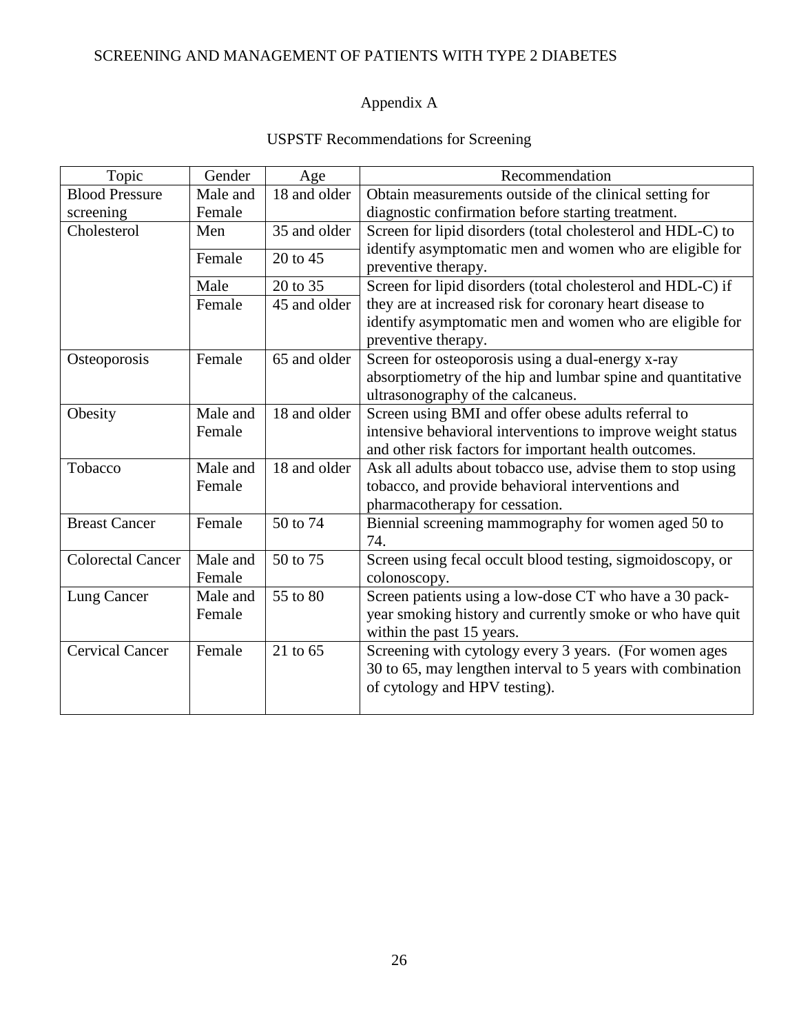# Appendix A

## USPSTF Recommendations for Screening

| Topic | Gender | Age | Recommendation |
|---|---|---|---|
| Blood Pressure screening | Male and Female | 18 and older | Obtain measurements outside of the clinical setting for diagnostic confirmation before starting treatment. |
| Cholesterol | Men | 35 and older | Screen for lipid disorders (total cholesterol and HDL-C) to identify asymptomatic men and women who are eligible for preventive therapy. |
| | Female | 20 to 45 | |
| | Male | 20 to 35 | Screen for lipid disorders (total cholesterol and HDL-C) if they are at increased risk for coronary heart disease to identify asymptomatic men and women who are eligible for preventive therapy. |
| | Female | 45 and older | |
| Osteoporosis | Female | 65 and older | Screen for osteoporosis using a dual-energy x-ray absorptiometry of the hip and lumbar spine and quantitative ultrasonography of the calcaneus. |
| Obesity | Male and Female | 18 and older | Screen using BMI and offer obese adults referral to intensive behavioral interventions to improve weight status and other risk factors for important health outcomes. |
| Tobacco | Male and Female | 18 and older | Ask all adults about tobacco use, advise them to stop using tobacco, and provide behavioral interventions and pharmacotherapy for cessation. |
| Breast Cancer | Female | 50 to 74 | Biennial screening mammography for women aged 50 to 74. |
| Colorectal Cancer | Male and Female | 50 to 75 | Screen using fecal occult blood testing, sigmoidoscopy, or colonoscopy. |
| Lung Cancer | Male and Female | 55 to 80 | Screen patients using a low-dose CT who have a 30 pack-year smoking history and currently smoke or who have quit within the past 15 years. |
| Cervical Cancer | Female | 21 to 65 | Screening with cytology every 3 years. (For women ages 30 to 65, may lengthen interval to 5 years with combination of cytology and HPV testing). |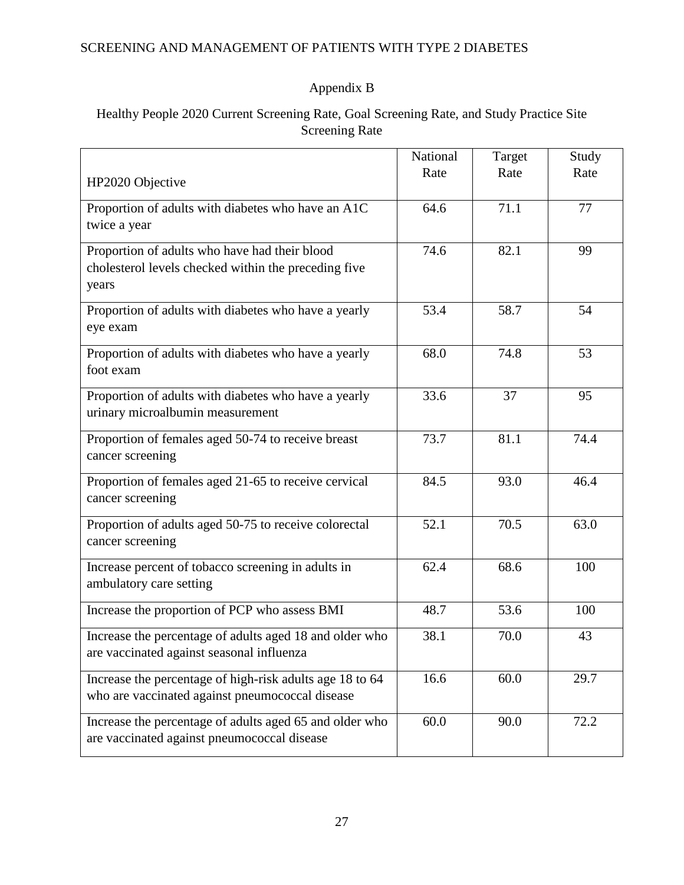# Appendix B

Healthy People 2020 Current Screening Rate, Goal Screening Rate, and Study Practice Site Screening Rate

| HP2020 Objective | National Rate | Target Rate | Study Rate |
|---|---|---|---|
| Proportion of adults with diabetes who have an A1C twice a year | 64.6 | 71.1 | 77 |
| Proportion of adults who have had their blood cholesterol levels checked within the preceding five years | 74.6 | 82.1 | 99 |
| Proportion of adults with diabetes who have a yearly eye exam | 53.4 | 58.7 | 54 |
| Proportion of adults with diabetes who have a yearly foot exam | 68.0 | 74.8 | 53 |
| Proportion of adults with diabetes who have a yearly urinary microalbumin measurement | 33.6 | 37 | 95 |
| Proportion of females aged 50-74 to receive breast cancer screening | 73.7 | 81.1 | 74.4 |
| Proportion of females aged 21-65 to receive cervical cancer screening | 84.5 | 93.0 | 46.4 |
| Proportion of adults aged 50-75 to receive colorectal cancer screening | 52.1 | 70.5 | 63.0 |
| Increase percent of tobacco screening in adults in ambulatory care setting | 62.4 | 68.6 | 100 |
| Increase the proportion of PCP who assess BMI | 48.7 | 53.6 | 100 |
| Increase the percentage of adults aged 18 and older who are vaccinated against seasonal influenza | 38.1 | 70.0 | 43 |
| Increase the percentage of high-risk adults age 18 to 64 who are vaccinated against pneumococcal disease | 16.6 | 60.0 | 29.7 |
| Increase the percentage of adults aged 65 and older who are vaccinated against pneumococcal disease | 60.0 | 90.0 | 72.2 |